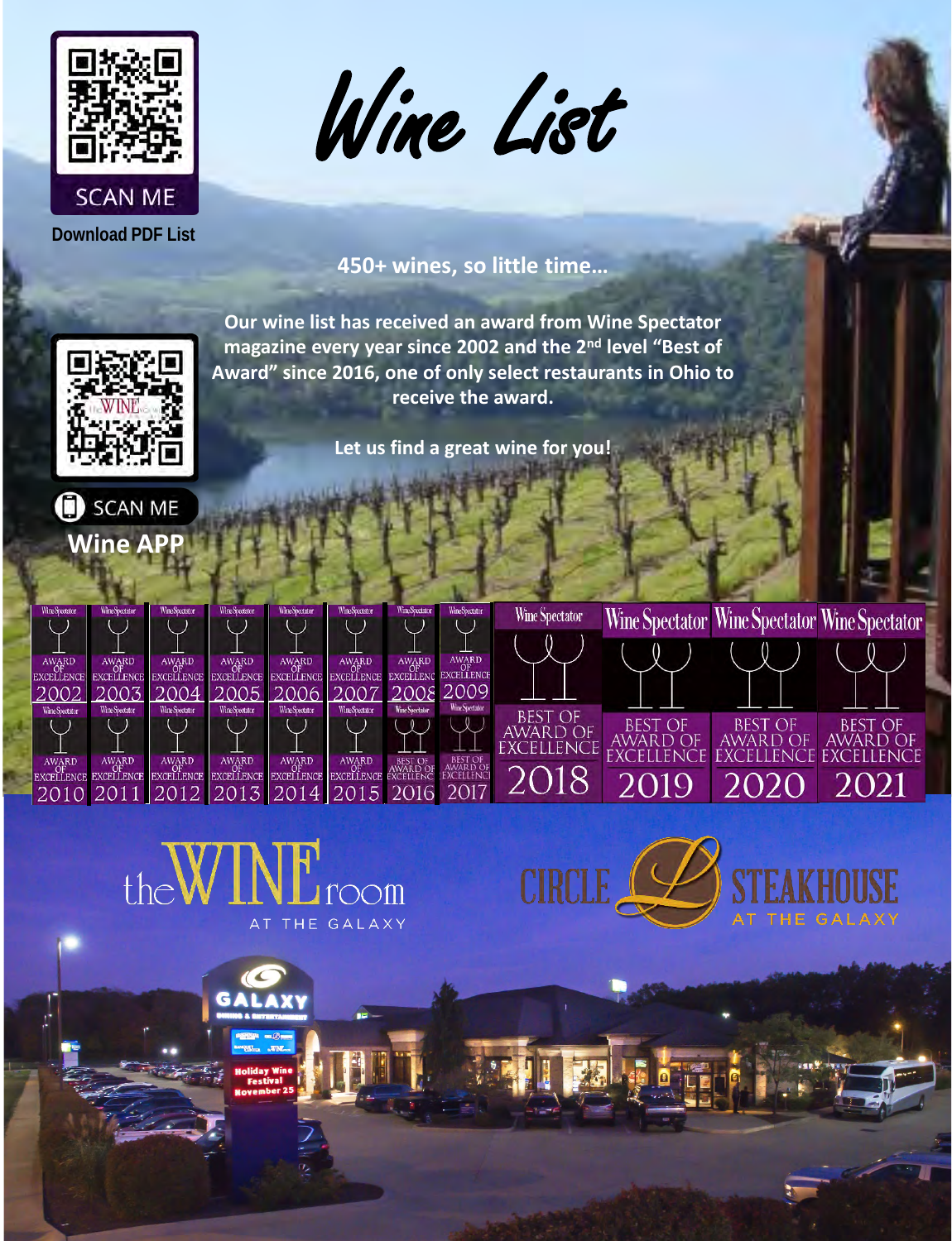# Wine List

SCAN ME

Download PDF List

450+ wines, so little time…

Our wine list has received an award from Wine Spectator magazine every year since 2002 and the 2nd level "Best of Award" since 2016, one of only select restaurants in Ohio to receive the award.

Let us find a great wine for you!

SCAN ME

Wine APP

Wine Spectator Award of Excellence 2002 · 2003 · 2004 · 2005 · 2006 · 2007 · 2008 · 2009 · 2010 · 2011 · 2012 · 2013 · 2014 · 2015

Wine Spectator Best of Award of Excellence 2016 · 2017 · 2018 · 2019 · 2020 · 2021

the WINE room AT THE GALAXY

CIRCLE L STEAKHOUSE AT THE GALAXY

GALAXY DINING & ENTERTAINMENT

Holiday Wine Festival November 25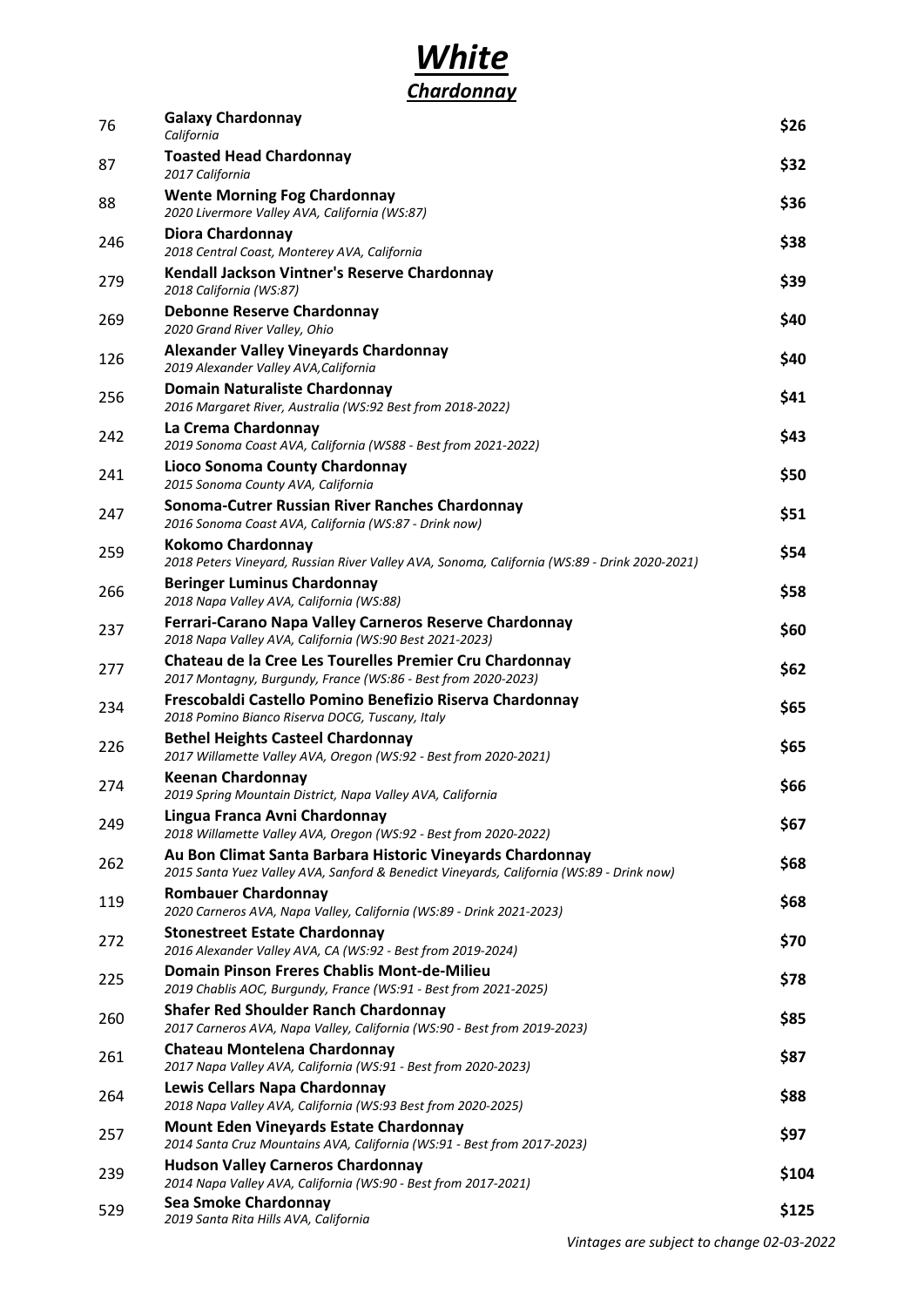# ***White***

## ***Chardonnay***

| | | |
|---|---|---|
| 76 | **Galaxy Chardonnay**<br>*California* | **$26** |
| 87 | **Toasted Head Chardonnay**<br>*2017 California* | **$32** |
| 88 | **Wente Morning Fog Chardonnay**<br>*2020 Livermore Valley AVA, California (WS:87)* | **$36** |
| 246 | **Diora Chardonnay**<br>*2018 Central Coast, Monterey AVA, California* | **$38** |
| 279 | **Kendall Jackson Vintner's Reserve Chardonnay**<br>*2018 California (WS:87)* | **$39** |
| 269 | **Debonne Reserve Chardonnay**<br>*2020 Grand River Valley, Ohio* | **$40** |
| 126 | **Alexander Valley Vineyards Chardonnay**<br>*2019 Alexander Valley AVA,California* | **$40** |
| 256 | **Domain Naturaliste Chardonnay**<br>*2016 Margaret River, Australia (WS:92 Best from 2018-2022)* | **$41** |
| 242 | **La Crema Chardonnay**<br>*2019 Sonoma Coast AVA, California (WS88 - Best from 2021-2022)* | **$43** |
| 241 | **Lioco Sonoma County Chardonnay**<br>*2015 Sonoma County AVA, California* | **$50** |
| 247 | **Sonoma-Cutrer Russian River Ranches Chardonnay**<br>*2016 Sonoma Coast AVA, California (WS:87 - Drink now)* | **$51** |
| 259 | **Kokomo Chardonnay**<br>*2018 Peters Vineyard, Russian River Valley AVA, Sonoma, California (WS:89 - Drink 2020-2021)* | **$54** |
| 266 | **Beringer Luminus Chardonnay**<br>*2018 Napa Valley AVA, California (WS:88)* | **$58** |
| 237 | **Ferrari-Carano Napa Valley Carneros Reserve Chardonnay**<br>*2018 Napa Valley AVA, California (WS:90 Best 2021-2023)* | **$60** |
| 277 | **Chateau de la Cree Les Tourelles Premier Cru Chardonnay**<br>*2017 Montagny, Burgundy, France (WS:86 - Best from 2020-2023)* | **$62** |
| 234 | **Frescobaldi Castello Pomino Benefizio Riserva Chardonnay**<br>*2018 Pomino Bianco Riserva DOCG, Tuscany, Italy* | **$65** |
| 226 | **Bethel Heights Casteel Chardonnay**<br>*2017 Willamette Valley AVA, Oregon (WS:92 - Best from 2020-2021)* | **$65** |
| 274 | **Keenan Chardonnay**<br>*2019 Spring Mountain District, Napa Valley AVA, California* | **$66** |
| 249 | **Lingua Franca Avni Chardonnay**<br>*2018 Willamette Valley AVA, Oregon (WS:92 - Best from 2020-2022)* | **$67** |
| 262 | **Au Bon Climat Santa Barbara Historic Vineyards Chardonnay**<br>*2015 Santa Yuez Valley AVA, Sanford & Benedict Vineyards, California (WS:89 - Drink now)* | **$68** |
| 119 | **Rombauer Chardonnay**<br>*2020 Carneros AVA, Napa Valley, California (WS:89 - Drink 2021-2023)* | **$68** |
| 272 | **Stonestreet Estate Chardonnay**<br>*2016 Alexander Valley AVA, CA (WS:92 - Best from 2019-2024)* | **$70** |
| 225 | **Domain Pinson Freres Chablis Mont-de-Milieu**<br>*2019 Chablis AOC, Burgundy, France (WS:91 - Best from 2021-2025)* | **$78** |
| 260 | **Shafer Red Shoulder Ranch Chardonnay**<br>*2017 Carneros AVA, Napa Valley, California (WS:90 - Best from 2019-2023)* | **$85** |
| 261 | **Chateau Montelena Chardonnay**<br>*2017 Napa Valley AVA, California (WS:91 - Best from 2020-2023)* | **$87** |
| 264 | **Lewis Cellars Napa Chardonnay**<br>*2018 Napa Valley AVA, California (WS:93 Best from 2020-2025)* | **$88** |
| 257 | **Mount Eden Vineyards Estate Chardonnay**<br>*2014 Santa Cruz Mountains AVA, California (WS:91 - Best from 2017-2023)* | **$97** |
| 239 | **Hudson Valley Carneros Chardonnay**<br>*2014 Napa Valley AVA, California (WS:90 - Best from 2017-2021)* | **$104** |
| 529 | **Sea Smoke Chardonnay**<br>*2019 Santa Rita Hills AVA, California* | **$125** |

*Vintages are subject to change 02-03-2022*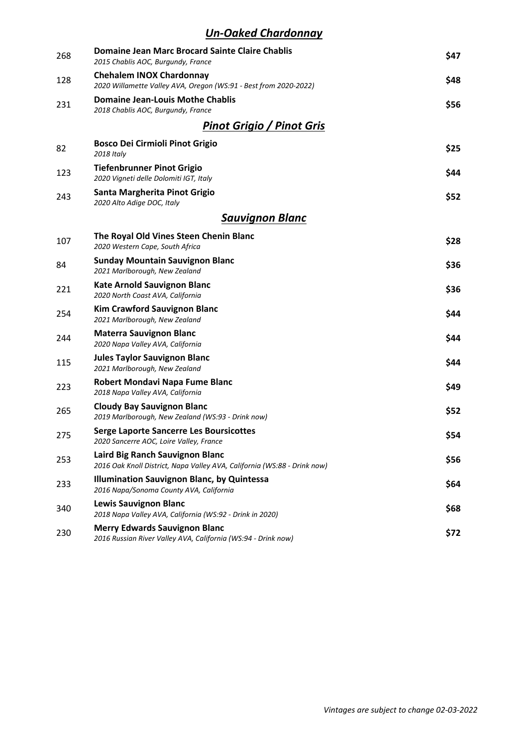## *Un-Oaked Chardonnay*

| | | |
|---|---|---|
| 268 | **Domaine Jean Marc Brocard Sainte Claire Chablis**<br>*2015 Chablis AOC, Burgundy, France* | $47 |
| 128 | **Chehalem INOX Chardonnay**<br>*2020 Willamette Valley AVA, Oregon (WS:91 - Best from 2020-2022)* | $48 |
| 231 | **Domaine Jean-Louis Mothe Chablis**<br>*2018 Chablis AOC, Burgundy, France* | $56 |

## *Pinot Grigio / Pinot Gris*

| | | |
|---|---|---|
| 82 | **Bosco Dei Cirmioli Pinot Grigio**<br>*2018 Italy* | $25 |
| 123 | **Tiefenbrunner Pinot Grigio**<br>*2020 Vigneti delle Dolomiti IGT, Italy* | $44 |
| 243 | **Santa Margherita Pinot Grigio**<br>*2020 Alto Adige DOC, Italy* | $52 |

## *Sauvignon Blanc*

| | | |
|---|---|---|
| 107 | **The Royal Old Vines Steen Chenin Blanc**<br>*2020 Western Cape, South Africa* | $28 |
| 84 | **Sunday Mountain Sauvignon Blanc**<br>*2021 Marlborough, New Zealand* | $36 |
| 221 | **Kate Arnold Sauvignon Blanc**<br>*2020 North Coast AVA, California* | $36 |
| 254 | **Kim Crawford Sauvignon Blanc**<br>*2021 Marlborough, New Zealand* | $44 |
| 244 | **Materra Sauvignon Blanc**<br>*2020 Napa Valley AVA, California* | $44 |
| 115 | **Jules Taylor Sauvignon Blanc**<br>*2021 Marlborough, New Zealand* | $44 |
| 223 | **Robert Mondavi Napa Fume Blanc**<br>*2018 Napa Valley AVA, California* | $49 |
| 265 | **Cloudy Bay Sauvignon Blanc**<br>*2019 Marlborough, New Zealand (WS:93 - Drink now)* | $52 |
| 275 | **Serge Laporte Sancerre Les Boursicottes**<br>*2020 Sancerre AOC, Loire Valley, France* | $54 |
| 253 | **Laird Big Ranch Sauvignon Blanc**<br>*2016 Oak Knoll District, Napa Valley AVA, California (WS:88 - Drink now)* | $56 |
| 233 | **Illumination Sauvignon Blanc, by Quintessa**<br>*2016 Napa/Sonoma County AVA, California* | $64 |
| 340 | **Lewis Sauvignon Blanc**<br>*2018 Napa Valley AVA, California (WS:92 - Drink in 2020)* | $68 |
| 230 | **Merry Edwards Sauvignon Blanc**<br>*2016 Russian River Valley AVA, California (WS:94 - Drink now)* | $72 |

*Vintages are subject to change 02-03-2022*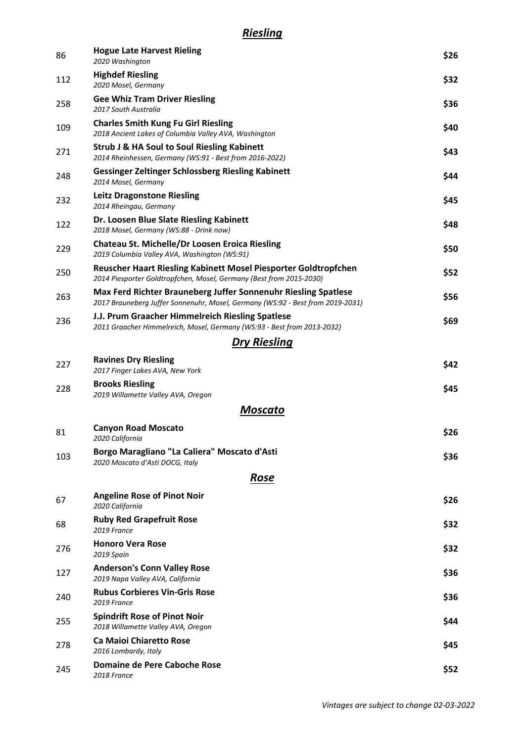## ***Riesling***

| | | |
|---|---|---|
| 86 | **Hogue Late Harvest Rieling**<br>*2020 Washington* | **$26** |
| 112 | **Highdef Riesling**<br>*2020 Mosel, Germany* | **$32** |
| 258 | **Gee Whiz Tram Driver Riesling**<br>*2017 South Australia* | **$36** |
| 109 | **Charles Smith Kung Fu Girl Riesling**<br>*2018 Ancient Lakes of Columbia Valley AVA, Washington* | **$40** |
| 271 | **Strub J & HA Soul to Soul Riesling Kabinett**<br>*2014 Rheinhessen, Germany (WS:91 - Best from 2016-2022)* | **$43** |
| 248 | **Gessinger Zeltinger Schlossberg Riesling Kabinett**<br>*2014 Mosel, Germany* | **$44** |
| 232 | **Leitz Dragonstone Riesling**<br>*2014 Rheingau, Germany* | **$45** |
| 122 | **Dr. Loosen Blue Slate Riesling Kabinett**<br>*2018 Mosel, Germany (WS:88 - Drink now)* | **$48** |
| 229 | **Chateau St. Michelle/Dr Loosen Eroica Riesling**<br>*2019 Columbia Valley AVA, Washington (WS:91)* | **$50** |
| 250 | **Reuscher Haart Riesling Kabinett Mosel Piesporter Goldtropfchen**<br>*2014 Piesporter Goldtropfchen, Mosel, Germany (Best from 2015-2030)* | **$52** |
| 263 | **Max Ferd Richter Brauneberg Juffer Sonnenuhr Riesling Spatlese**<br>*2017 Brauneberg Juffer Sonnenuhr, Mosel, Germany (WS:92 - Best from 2019-2031)* | **$56** |
| 236 | **J.J. Prum Graacher Himmelreich Riesling Spatlese**<br>*2011 Graacher Himmelreich, Mosel, Germany (WS:93 - Best from 2013-2032)* | **$69** |

## ***Dry Riesling***

| | | |
|---|---|---|
| 227 | **Ravines Dry Riesling**<br>*2017 Finger Lakes AVA, New York* | **$42** |
| 228 | **Brooks Riesling**<br>*2019 Willamette Valley AVA, Oregon* | **$45** |

## ***Moscato***

| | | |
|---|---|---|
| 81 | **Canyon Road Moscato**<br>*2020 California* | **$26** |
| 103 | **Borgo Maragliano "La Caliera" Moscato d'Asti**<br>*2020 Moscato d'Asti DOCG, Italy* | **$36** |

## ***Rose***

| | | |
|---|---|---|
| 67 | **Angeline Rose of Pinot Noir**<br>*2020 California* | **$26** |
| 68 | **Ruby Red Grapefruit Rose**<br>*2019 France* | **$32** |
| 276 | **Honoro Vera Rose**<br>*2019 Spain* | **$32** |
| 127 | **Anderson's Conn Valley Rose**<br>*2019 Napa Valley AVA, California* | **$36** |
| 240 | **Rubus Corbieres Vin-Gris Rose**<br>*2019 France* | **$36** |
| 255 | **Spindrift Rose of Pinot Noir**<br>*2018 Willamette Valley AVA, Oregon* | **$44** |
| 278 | **Ca Maioi Chiaretto Rose**<br>*2016 Lombardy, Italy* | **$45** |
| 245 | **Domaine de Pere Caboche Rose**<br>*2018 France* | **$52** |

*Vintages are subject to change 02-03-2022*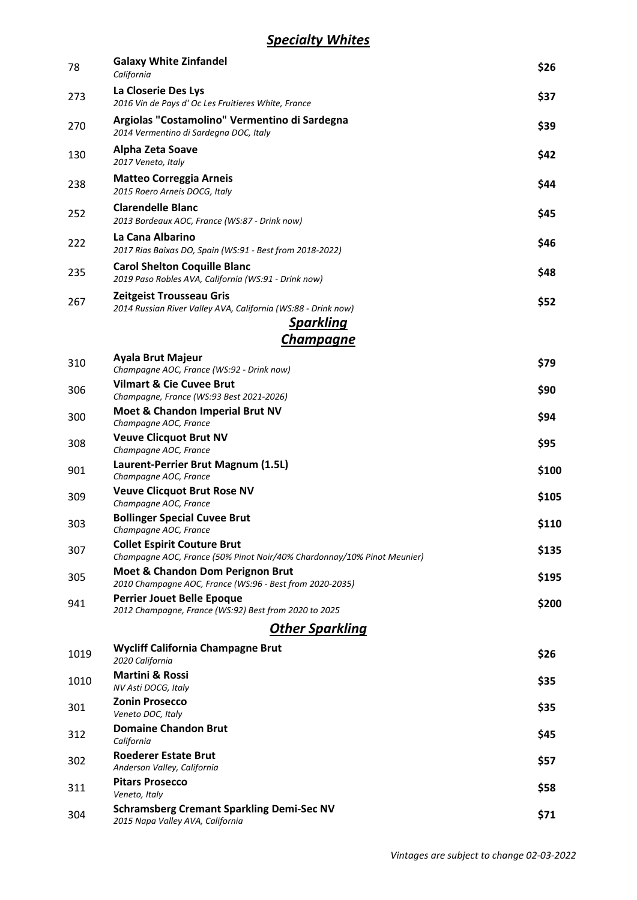## *Specialty Whites*

| # | Wine | Price |
|---|---|---|
| 78 | **Galaxy White Zinfandel**<br>*California* | **$26** |
| 273 | **La Closerie Des Lys**<br>*2016 Vin de Pays d' Oc Les Fruitieres White, France* | **$37** |
| 270 | **Argiolas "Costamolino" Vermentino di Sardegna**<br>*2014 Vermentino di Sardegna DOC, Italy* | **$39** |
| 130 | **Alpha Zeta Soave**<br>*2017 Veneto, Italy* | **$42** |
| 238 | **Matteo Correggia Arneis**<br>*2015 Roero Arneis DOCG, Italy* | **$44** |
| 252 | **Clarendelle Blanc**<br>*2013 Bordeaux AOC, France (WS:87 - Drink now)* | **$45** |
| 222 | **La Cana Albarino**<br>*2017 Rias Baixas DO, Spain (WS:91 - Best from 2018-2022)* | **$46** |
| 235 | **Carol Shelton Coquille Blanc**<br>*2019 Paso Robles AVA, California (WS:91 - Drink now)* | **$48** |
| 267 | **Zeitgeist Trousseau Gris**<br>*2014 Russian River Valley AVA, California (WS:88 - Drink now)* | **$52** |

## *Sparkling*

### *Champagne*

| # | Wine | Price |
|---|---|---|
| 310 | **Ayala Brut Majeur**<br>*Champagne AOC, France (WS:92 - Drink now)* | **$79** |
| 306 | **Vilmart & Cie Cuvee Brut**<br>*Champagne, France (WS:93 Best 2021-2026)* | **$90** |
| 300 | **Moet & Chandon Imperial Brut NV**<br>*Champagne AOC, France* | **$94** |
| 308 | **Veuve Clicquot Brut NV**<br>*Champagne AOC, France* | **$95** |
| 901 | **Laurent-Perrier Brut Magnum (1.5L)**<br>*Champagne AOC, France* | **$100** |
| 309 | **Veuve Clicquot Brut Rose NV**<br>*Champagne AOC, France* | **$105** |
| 303 | **Bollinger Special Cuvee Brut**<br>*Champagne AOC, France* | **$110** |
| 307 | **Collet Espirit Couture Brut**<br>*Champagne AOC, France (50% Pinot Noir/40% Chardonnay/10% Pinot Meunier)* | **$135** |
| 305 | **Moet & Chandon Dom Perignon Brut**<br>*2010 Champagne AOC, France (WS:96 - Best from 2020-2035)* | **$195** |
| 941 | **Perrier Jouet Belle Epoque**<br>*2012 Champagne, France (WS:92) Best from 2020 to 2025* | **$200** |

### *Other Sparkling*

| # | Wine | Price |
|---|---|---|
| 1019 | **Wycliff California Champagne Brut**<br>*2020 California* | **$26** |
| 1010 | **Martini & Rossi**<br>*NV Asti DOCG, Italy* | **$35** |
| 301 | **Zonin Prosecco**<br>*Veneto DOC, Italy* | **$35** |
| 312 | **Domaine Chandon Brut**<br>*California* | **$45** |
| 302 | **Roederer Estate Brut**<br>*Anderson Valley, California* | **$57** |
| 311 | **Pitars Prosecco**<br>*Veneto, Italy* | **$58** |
| 304 | **Schramsberg Cremant Sparkling Demi-Sec NV**<br>*2015 Napa Valley AVA, California* | **$71** |

*Vintages are subject to change 02-03-2022*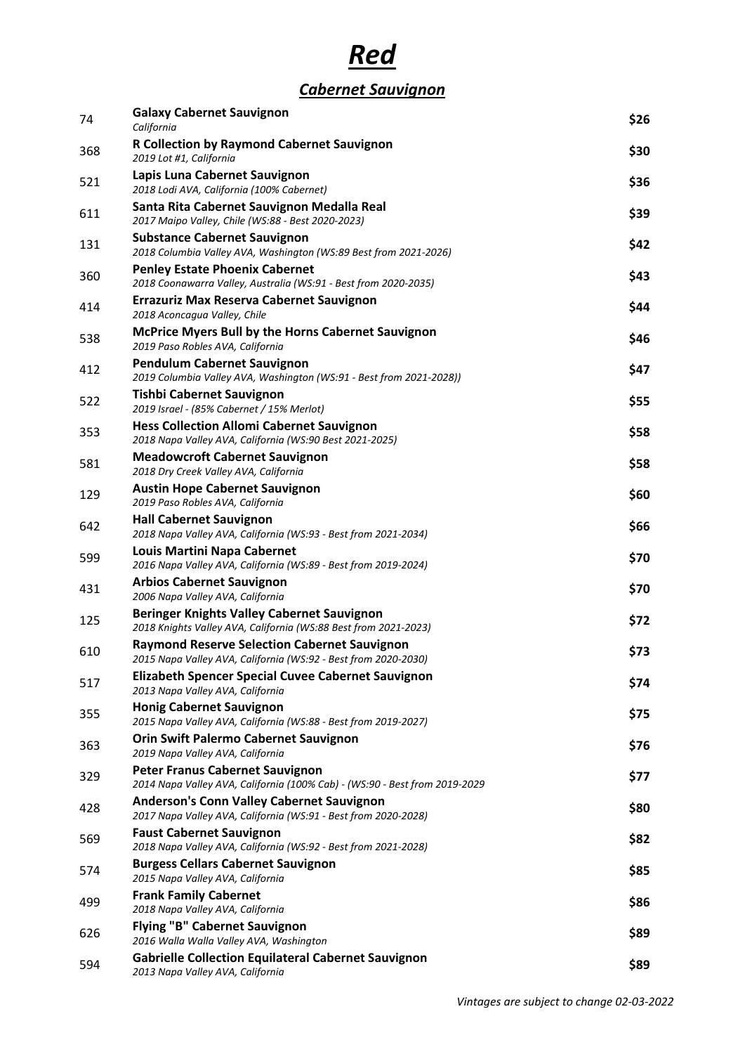# *Red*

## *Cabernet Sauvignon*

| | | |
|---|---|---|
| 74 | **Galaxy Cabernet Sauvignon**<br>*California* | **$26** |
| 368 | **R Collection by Raymond Cabernet Sauvignon**<br>*2019 Lot #1, California* | **$30** |
| 521 | **Lapis Luna Cabernet Sauvignon**<br>*2018 Lodi AVA, California (100% Cabernet)* | **$36** |
| 611 | **Santa Rita Cabernet Sauvignon Medalla Real**<br>*2017 Maipo Valley, Chile (WS:88 - Best 2020-2023)* | **$39** |
| 131 | **Substance Cabernet Sauvignon**<br>*2018 Columbia Valley AVA, Washington (WS:89 Best from 2021-2026)* | **$42** |
| 360 | **Penley Estate Phoenix Cabernet**<br>*2018 Coonawarra Valley, Australia (WS:91 - Best from 2020-2035)* | **$43** |
| 414 | **Errazuriz Max Reserva Cabernet Sauvignon**<br>*2018 Aconcagua Valley, Chile* | **$44** |
| 538 | **McPrice Myers Bull by the Horns Cabernet Sauvignon**<br>*2019 Paso Robles AVA, California* | **$46** |
| 412 | **Pendulum Cabernet Sauvignon**<br>*2019 Columbia Valley AVA, Washington (WS:91 - Best from 2021-2028))* | **$47** |
| 522 | **Tishbi Cabernet Sauvignon**<br>*2019 Israel - (85% Cabernet / 15% Merlot)* | **$55** |
| 353 | **Hess Collection Allomi Cabernet Sauvignon**<br>*2018 Napa Valley AVA, California (WS:90 Best 2021-2025)* | **$58** |
| 581 | **Meadowcroft Cabernet Sauvignon**<br>*2018 Dry Creek Valley AVA, California* | **$58** |
| 129 | **Austin Hope Cabernet Sauvignon**<br>*2019 Paso Robles AVA, California* | **$60** |
| 642 | **Hall Cabernet Sauvignon**<br>*2018 Napa Valley AVA, California (WS:93 - Best from 2021-2034)* | **$66** |
| 599 | **Louis Martini Napa Cabernet**<br>*2016 Napa Valley AVA, California (WS:89 - Best from 2019-2024)* | **$70** |
| 431 | **Arbios Cabernet Sauvignon**<br>*2006 Napa Valley AVA, California* | **$70** |
| 125 | **Beringer Knights Valley Cabernet Sauvignon**<br>*2018 Knights Valley AVA, California (WS:88 Best from 2021-2023)* | **$72** |
| 610 | **Raymond Reserve Selection Cabernet Sauvignon**<br>*2015 Napa Valley AVA, California (WS:92 - Best from 2020-2030)* | **$73** |
| 517 | **Elizabeth Spencer Special Cuvee Cabernet Sauvignon**<br>*2013 Napa Valley AVA, California* | **$74** |
| 355 | **Honig Cabernet Sauvignon**<br>*2015 Napa Valley AVA, California (WS:88 - Best from 2019-2027)* | **$75** |
| 363 | **Orin Swift Palermo Cabernet Sauvignon**<br>*2019 Napa Valley AVA, California* | **$76** |
| 329 | **Peter Franus Cabernet Sauvignon**<br>*2014 Napa Valley AVA, California (100% Cab) - (WS:90 - Best from 2019-2029* | **$77** |
| 428 | **Anderson's Conn Valley Cabernet Sauvignon**<br>*2017 Napa Valley AVA, California (WS:91 - Best from 2020-2028)* | **$80** |
| 569 | **Faust Cabernet Sauvignon**<br>*2018 Napa Valley AVA, California (WS:92 - Best from 2021-2028)* | **$82** |
| 574 | **Burgess Cellars Cabernet Sauvignon**<br>*2015 Napa Valley AVA, California* | **$85** |
| 499 | **Frank Family Cabernet**<br>*2018 Napa Valley AVA, California* | **$86** |
| 626 | **Flying "B" Cabernet Sauvignon**<br>*2016 Walla Walla Valley AVA, Washington* | **$89** |
| 594 | **Gabrielle Collection Equilateral Cabernet Sauvignon**<br>*2013 Napa Valley AVA, California* | **$89** |

*Vintages are subject to change 02-03-2022*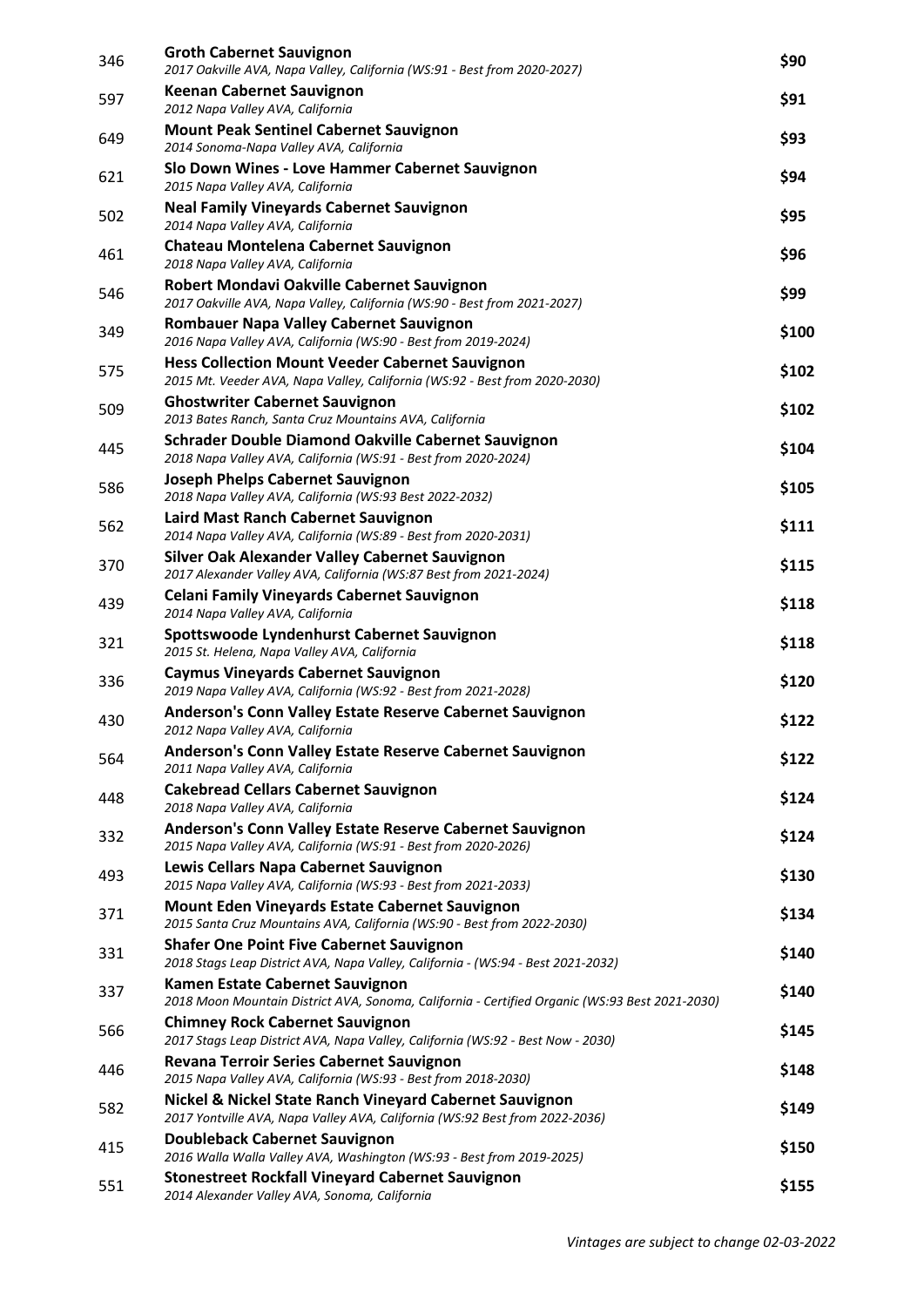| | | |
|---|---|---|
| 346 | **Groth Cabernet Sauvignon**<br>*2017 Oakville AVA, Napa Valley, California (WS:91 - Best from 2020-2027)* | **$90** |
| 597 | **Keenan Cabernet Sauvignon**<br>*2012 Napa Valley AVA, California* | **$91** |
| 649 | **Mount Peak Sentinel Cabernet Sauvignon**<br>*2014 Sonoma-Napa Valley AVA, California* | **$93** |
| 621 | **Slo Down Wines - Love Hammer Cabernet Sauvignon**<br>*2015 Napa Valley AVA, California* | **$94** |
| 502 | **Neal Family Vineyards Cabernet Sauvignon**<br>*2014 Napa Valley AVA, California* | **$95** |
| 461 | **Chateau Montelena Cabernet Sauvignon**<br>*2018 Napa Valley AVA, California* | **$96** |
| 546 | **Robert Mondavi Oakville Cabernet Sauvignon**<br>*2017 Oakville AVA, Napa Valley, California (WS:90 - Best from 2021-2027)* | **$99** |
| 349 | **Rombauer Napa Valley Cabernet Sauvignon**<br>*2016 Napa Valley AVA, California (WS:90 - Best from 2019-2024)* | **$100** |
| 575 | **Hess Collection Mount Veeder Cabernet Sauvignon**<br>*2015 Mt. Veeder AVA, Napa Valley, California (WS:92 - Best from 2020-2030)* | **$102** |
| 509 | **Ghostwriter Cabernet Sauvignon**<br>*2013 Bates Ranch, Santa Cruz Mountains AVA, California* | **$102** |
| 445 | **Schrader Double Diamond Oakville Cabernet Sauvignon**<br>*2018 Napa Valley AVA, California (WS:91 - Best from 2020-2024)* | **$104** |
| 586 | **Joseph Phelps Cabernet Sauvignon**<br>*2018 Napa Valley AVA, California (WS:93 Best 2022-2032)* | **$105** |
| 562 | **Laird Mast Ranch Cabernet Sauvignon**<br>*2014 Napa Valley AVA, California (WS:89 - Best from 2020-2031)* | **$111** |
| 370 | **Silver Oak Alexander Valley Cabernet Sauvignon**<br>*2017 Alexander Valley AVA, California (WS:87 Best from 2021-2024)* | **$115** |
| 439 | **Celani Family Vineyards Cabernet Sauvignon**<br>*2014 Napa Valley AVA, California* | **$118** |
| 321 | **Spottswoode Lyndenhurst Cabernet Sauvignon**<br>*2015 St. Helena, Napa Valley AVA, California* | **$118** |
| 336 | **Caymus Vineyards Cabernet Sauvignon**<br>*2019 Napa Valley AVA, California (WS:92 - Best from 2021-2028)* | **$120** |
| 430 | **Anderson's Conn Valley Estate Reserve Cabernet Sauvignon**<br>*2012 Napa Valley AVA, California* | **$122** |
| 564 | **Anderson's Conn Valley Estate Reserve Cabernet Sauvignon**<br>*2011 Napa Valley AVA, California* | **$122** |
| 448 | **Cakebread Cellars Cabernet Sauvignon**<br>*2018 Napa Valley AVA, California* | **$124** |
| 332 | **Anderson's Conn Valley Estate Reserve Cabernet Sauvignon**<br>*2015 Napa Valley AVA, California (WS:91 - Best from 2020-2026)* | **$124** |
| 493 | **Lewis Cellars Napa Cabernet Sauvignon**<br>*2015 Napa Valley AVA, California (WS:93 - Best from 2021-2033)* | **$130** |
| 371 | **Mount Eden Vineyards Estate Cabernet Sauvignon**<br>*2015 Santa Cruz Mountains AVA, California (WS:90 - Best from 2022-2030)* | **$134** |
| 331 | **Shafer One Point Five Cabernet Sauvignon**<br>*2018 Stags Leap District AVA, Napa Valley, California - (WS:94 - Best 2021-2032)* | **$140** |
| 337 | **Kamen Estate Cabernet Sauvignon**<br>*2018 Moon Mountain District AVA, Sonoma, California - Certified Organic (WS:93 Best 2021-2030)* | **$140** |
| 566 | **Chimney Rock Cabernet Sauvignon**<br>*2017 Stags Leap District AVA, Napa Valley, California (WS:92 - Best Now - 2030)* | **$145** |
| 446 | **Revana Terroir Series Cabernet Sauvignon**<br>*2015 Napa Valley AVA, California (WS:93 - Best from 2018-2030)* | **$148** |
| 582 | **Nickel & Nickel State Ranch Vineyard Cabernet Sauvignon**<br>*2017 Yontville AVA, Napa Valley AVA, California (WS:92 Best from 2022-2036)* | **$149** |
| 415 | **Doubleback Cabernet Sauvignon**<br>*2016 Walla Walla Valley AVA, Washington (WS:93 - Best from 2019-2025)* | **$150** |
| 551 | **Stonestreet Rockfall Vineyard Cabernet Sauvignon**<br>*2014 Alexander Valley AVA, Sonoma, California* | **$155** |

*Vintages are subject to change 02-03-2022*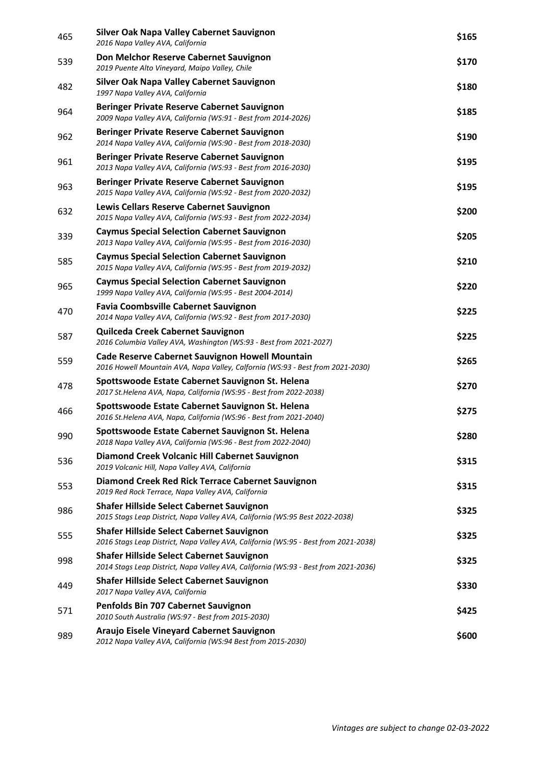| | | |
|---|---|---|
| 465 | **Silver Oak Napa Valley Cabernet Sauvignon**<br>*2016 Napa Valley AVA, California* | $165 |
| 539 | **Don Melchor Reserve Cabernet Sauvignon**<br>*2019 Puente Alto Vineyard, Maipo Valley, Chile* | $170 |
| 482 | **Silver Oak Napa Valley Cabernet Sauvignon**<br>*1997 Napa Valley AVA, California* | $180 |
| 964 | **Beringer Private Reserve Cabernet Sauvignon**<br>*2009 Napa Valley AVA, California (WS:91 - Best from 2014-2026)* | $185 |
| 962 | **Beringer Private Reserve Cabernet Sauvignon**<br>*2014 Napa Valley AVA, California (WS:90 - Best from 2018-2030)* | $190 |
| 961 | **Beringer Private Reserve Cabernet Sauvignon**<br>*2013 Napa Valley AVA, California (WS:93 - Best from 2016-2030)* | $195 |
| 963 | **Beringer Private Reserve Cabernet Sauvignon**<br>*2015 Napa Valley AVA, California (WS:92 - Best from 2020-2032)* | $195 |
| 632 | **Lewis Cellars Reserve Cabernet Sauvignon**<br>*2015 Napa Valley AVA, California (WS:93 - Best from 2022-2034)* | $200 |
| 339 | **Caymus Special Selection Cabernet Sauvignon**<br>*2013 Napa Valley AVA, California (WS:95 - Best from 2016-2030)* | $205 |
| 585 | **Caymus Special Selection Cabernet Sauvignon**<br>*2015 Napa Valley AVA, California (WS:95 - Best from 2019-2032)* | $210 |
| 965 | **Caymus Special Selection Cabernet Sauvignon**<br>*1999 Napa Valley AVA, California (WS:95 - Best 2004-2014)* | $220 |
| 470 | **Favia Coombsville Cabernet Sauvignon**<br>*2014 Napa Valley AVA, California (WS:92 - Best from 2017-2030)* | $225 |
| 587 | **Quilceda Creek Cabernet Sauvignon**<br>*2016 Columbia Valley AVA, Washington (WS:93 - Best from 2021-2027)* | $225 |
| 559 | **Cade Reserve Cabernet Sauvignon Howell Mountain**<br>*2016 Howell Mountain AVA, Napa Valley, Calfornia (WS:93 - Best from 2021-2030)* | $265 |
| 478 | **Spottswoode Estate Cabernet Sauvignon St. Helena**<br>*2017 St.Helena AVA, Napa, California (WS:95 - Best from 2022-2038)* | $270 |
| 466 | **Spottswoode Estate Cabernet Sauvignon St. Helena**<br>*2016 St.Helena AVA, Napa, California (WS:96 - Best from 2021-2040)* | $275 |
| 990 | **Spottswoode Estate Cabernet Sauvignon St. Helena**<br>*2018 Napa Valley AVA, California (WS:96 - Best from 2022-2040)* | $280 |
| 536 | **Diamond Creek Volcanic Hill Cabernet Sauvignon**<br>*2019 Volcanic Hill, Napa Valley AVA, California* | $315 |
| 553 | **Diamond Creek Red Rick Terrace Cabernet Sauvignon**<br>*2019 Red Rock Terrace, Napa Valley AVA, California* | $315 |
| 986 | **Shafer Hillside Select Cabernet Sauvignon**<br>*2015 Stags Leap District, Napa Valley AVA, California (WS:95 Best 2022-2038)* | $325 |
| 555 | **Shafer Hillside Select Cabernet Sauvignon**<br>*2016 Stags Leap District, Napa Valley AVA, California (WS:95 - Best from 2021-2038)* | $325 |
| 998 | **Shafer Hillside Select Cabernet Sauvignon**<br>*2014 Stags Leap District, Napa Valley AVA, California (WS:93 - Best from 2021-2036)* | $325 |
| 449 | **Shafer Hillside Select Cabernet Sauvignon**<br>*2017 Napa Valley AVA, California* | $330 |
| 571 | **Penfolds Bin 707 Cabernet Sauvignon**<br>*2010 South Australia (WS:97 - Best from 2015-2030)* | $425 |
| 989 | **Araujo Eisele Vineyard Cabernet Sauvignon**<br>*2012 Napa Valley AVA, California (WS:94 Best from 2015-2030)* | $600 |

*Vintages are subject to change 02-03-2022*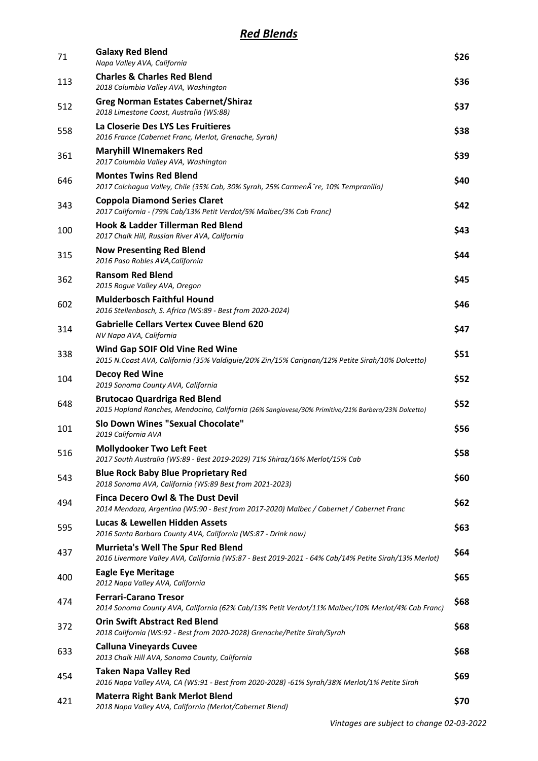## *Red Blends*

| | | |
|---|---|---|
| 71 | **Galaxy Red Blend**<br>*Napa Valley AVA, California* | **$26** |
| 113 | **Charles & Charles Red Blend**<br>*2018 Columbia Valley AVA, Washington* | **$36** |
| 512 | **Greg Norman Estates Cabernet/Shiraz**<br>*2018 Limestone Coast, Australia (WS:88)* | **$37** |
| 558 | **La Closerie Des LYS Les Fruitieres**<br>*2016 France (Cabernet Franc, Merlot, Grenache, Syrah)* | **$38** |
| 361 | **Maryhill WInemakers Red**<br>*2017 Columbia Valley AVA, Washington* | **$39** |
| 646 | **Montes Twins Red Blend**<br>*2017 Colchagua Valley, Chile (35% Cab, 30% Syrah, 25% CarmenÃ¨re, 10% Tempranillo)* | **$40** |
| 343 | **Coppola Diamond Series Claret**<br>*2017 California - (79% Cab/13% Petit Verdot/5% Malbec/3% Cab Franc)* | **$42** |
| 100 | **Hook & Ladder Tillerman Red Blend**<br>*2017 Chalk Hill, Russian River AVA, California* | **$43** |
| 315 | **Now Presenting Red Blend**<br>*2016 Paso Robles AVA,California* | **$44** |
| 362 | **Ransom Red Blend**<br>*2015 Rogue Valley AVA, Oregon* | **$45** |
| 602 | **Mulderbosch Faithful Hound**<br>*2016 Stellenbosch, S. Africa (WS:89 - Best from 2020-2024)* | **$46** |
| 314 | **Gabrielle Cellars Vertex Cuvee Blend 620**<br>*NV Napa AVA, California* | **$47** |
| 338 | **Wind Gap SOIF Old Vine Red Wine**<br>*2015 N.Coast AVA, California (35% Valdiguie/20% Zin/15% Carignan/12% Petite Sirah/10% Dolcetto)* | **$51** |
| 104 | **Decoy Red Wine**<br>*2019 Sonoma County AVA, California* | **$52** |
| 648 | **Brutocao Quardriga Red Blend**<br>*2015 Hopland Ranches, Mendocino, California (26% Sangiovese/30% Primitivo/21% Barbera/23% Dolcetto)* | **$52** |
| 101 | **Slo Down Wines "Sexual Chocolate"**<br>*2019 California AVA* | **$56** |
| 516 | **Mollydooker Two Left Feet**<br>*2017 South Australia (WS:89 - Best 2019-2029) 71% Shiraz/16% Merlot/15% Cab* | **$58** |
| 543 | **Blue Rock Baby Blue Proprietary Red**<br>*2018 Sonoma AVA, California (WS:89 Best from 2021-2023)* | **$60** |
| 494 | **Finca Decero Owl & The Dust Devil**<br>*2014 Mendoza, Argentina (WS:90 - Best from 2017-2020) Malbec / Cabernet / Cabernet Franc* | **$62** |
| 595 | **Lucas & Lewellen Hidden Assets**<br>*2016 Santa Barbara County AVA, California (WS:87 - Drink now)* | **$63** |
| 437 | **Murrieta's Well The Spur Red Blend**<br>*2016 Livermore Valley AVA, California (WS:87 - Best 2019-2021 - 64% Cab/14% Petite Sirah/13% Merlot)* | **$64** |
| 400 | **Eagle Eye Meritage**<br>*2012 Napa Valley AVA, California* | **$65** |
| 474 | **Ferrari-Carano Tresor**<br>*2014 Sonoma County AVA, California (62% Cab/13% Petit Verdot/11% Malbec/10% Merlot/4% Cab Franc)* | **$68** |
| 372 | **Orin Swift Abstract Red Blend**<br>*2018 California (WS:92 - Best from 2020-2028) Grenache/Petite Sirah/Syrah* | **$68** |
| 633 | **Calluna Vineyards Cuvee**<br>*2013 Chalk Hill AVA, Sonoma County, California* | **$68** |
| 454 | **Taken Napa Valley Red**<br>*2016 Napa Valley AVA, CA (WS:91 - Best from 2020-2028) -61% Syrah/38% Merlot/1% Petite Sirah* | **$69** |
| 421 | **Materra Right Bank Merlot Blend**<br>*2018 Napa Valley AVA, California (Merlot/Cabernet Blend)* | **$70** |

*Vintages are subject to change 02-03-2022*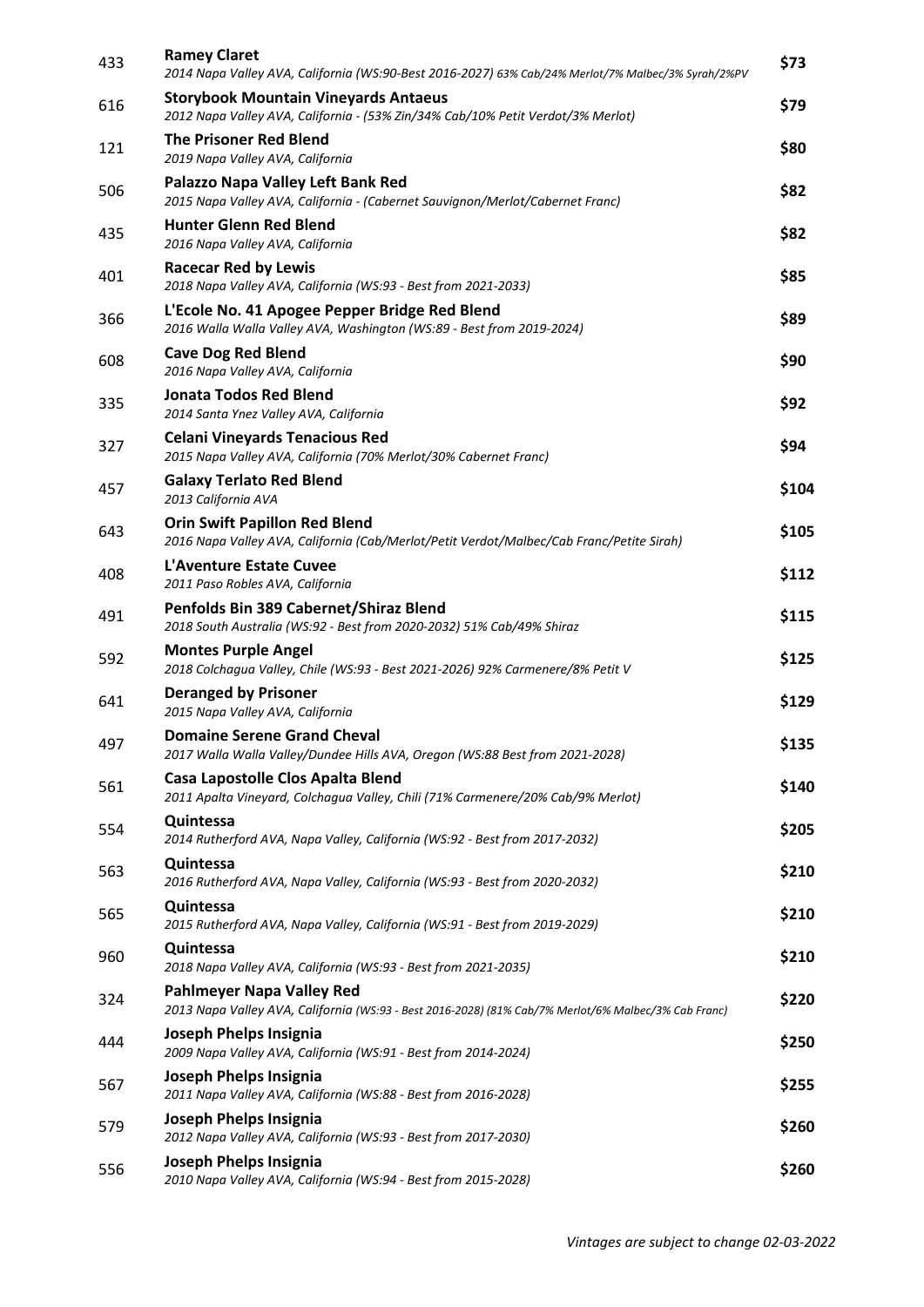| | | |
|---|---|---|
| 433 | **Ramey Claret**<br>*2014 Napa Valley AVA, California (WS:90-Best 2016-2027) 63% Cab/24% Merlot/7% Malbec/3% Syrah/2%PV* | **$73** |
| 616 | **Storybook Mountain Vineyards Antaeus**<br>*2012 Napa Valley AVA, California - (53% Zin/34% Cab/10% Petit Verdot/3% Merlot)* | **$79** |
| 121 | **The Prisoner Red Blend**<br>*2019 Napa Valley AVA, California* | **$80** |
| 506 | **Palazzo Napa Valley Left Bank Red**<br>*2015 Napa Valley AVA, California - (Cabernet Sauvignon/Merlot/Cabernet Franc)* | **$82** |
| 435 | **Hunter Glenn Red Blend**<br>*2016 Napa Valley AVA, California* | **$82** |
| 401 | **Racecar Red by Lewis**<br>*2018 Napa Valley AVA, California (WS:93 - Best from 2021-2033)* | **$85** |
| 366 | **L'Ecole No. 41 Apogee Pepper Bridge Red Blend**<br>*2016 Walla Walla Valley AVA, Washington (WS:89 - Best from 2019-2024)* | **$89** |
| 608 | **Cave Dog Red Blend**<br>*2016 Napa Valley AVA, California* | **$90** |
| 335 | **Jonata Todos Red Blend**<br>*2014 Santa Ynez Valley AVA, California* | **$92** |
| 327 | **Celani Vineyards Tenacious Red**<br>*2015 Napa Valley AVA, California (70% Merlot/30% Cabernet Franc)* | **$94** |
| 457 | **Galaxy Terlato Red Blend**<br>*2013 California AVA* | **$104** |
| 643 | **Orin Swift Papillon Red Blend**<br>*2016 Napa Valley AVA, California (Cab/Merlot/Petit Verdot/Malbec/Cab Franc/Petite Sirah)* | **$105** |
| 408 | **L'Aventure Estate Cuvee**<br>*2011 Paso Robles AVA, California* | **$112** |
| 491 | **Penfolds Bin 389 Cabernet/Shiraz Blend**<br>*2018 South Australia (WS:92 - Best from 2020-2032) 51% Cab/49% Shiraz* | **$115** |
| 592 | **Montes Purple Angel**<br>*2018 Colchagua Valley, Chile (WS:93 - Best 2021-2026) 92% Carmenere/8% Petit V* | **$125** |
| 641 | **Deranged by Prisoner**<br>*2015 Napa Valley AVA, California* | **$129** |
| 497 | **Domaine Serene Grand Cheval**<br>*2017 Walla Walla Valley/Dundee Hills AVA, Oregon (WS:88 Best from 2021-2028)* | **$135** |
| 561 | **Casa Lapostolle Clos Apalta Blend**<br>*2011 Apalta Vineyard, Colchagua Valley, Chili (71% Carmenere/20% Cab/9% Merlot)* | **$140** |
| 554 | **Quintessa**<br>*2014 Rutherford AVA, Napa Valley, California (WS:92 - Best from 2017-2032)* | **$205** |
| 563 | **Quintessa**<br>*2016 Rutherford AVA, Napa Valley, California (WS:93 - Best from 2020-2032)* | **$210** |
| 565 | **Quintessa**<br>*2015 Rutherford AVA, Napa Valley, California (WS:91 - Best from 2019-2029)* | **$210** |
| 960 | **Quintessa**<br>*2018 Napa Valley AVA, California (WS:93 - Best from 2021-2035)* | **$210** |
| 324 | **Pahlmeyer Napa Valley Red**<br>*2013 Napa Valley AVA, California (WS:93 - Best 2016-2028) (81% Cab/7% Merlot/6% Malbec/3% Cab Franc)* | **$220** |
| 444 | **Joseph Phelps Insignia**<br>*2009 Napa Valley AVA, California (WS:91 - Best from 2014-2024)* | **$250** |
| 567 | **Joseph Phelps Insignia**<br>*2011 Napa Valley AVA, California (WS:88 - Best from 2016-2028)* | **$255** |
| 579 | **Joseph Phelps Insignia**<br>*2012 Napa Valley AVA, California (WS:93 - Best from 2017-2030)* | **$260** |
| 556 | **Joseph Phelps Insignia**<br>*2010 Napa Valley AVA, California (WS:94 - Best from 2015-2028)* | **$260** |

*Vintages are subject to change 02-03-2022*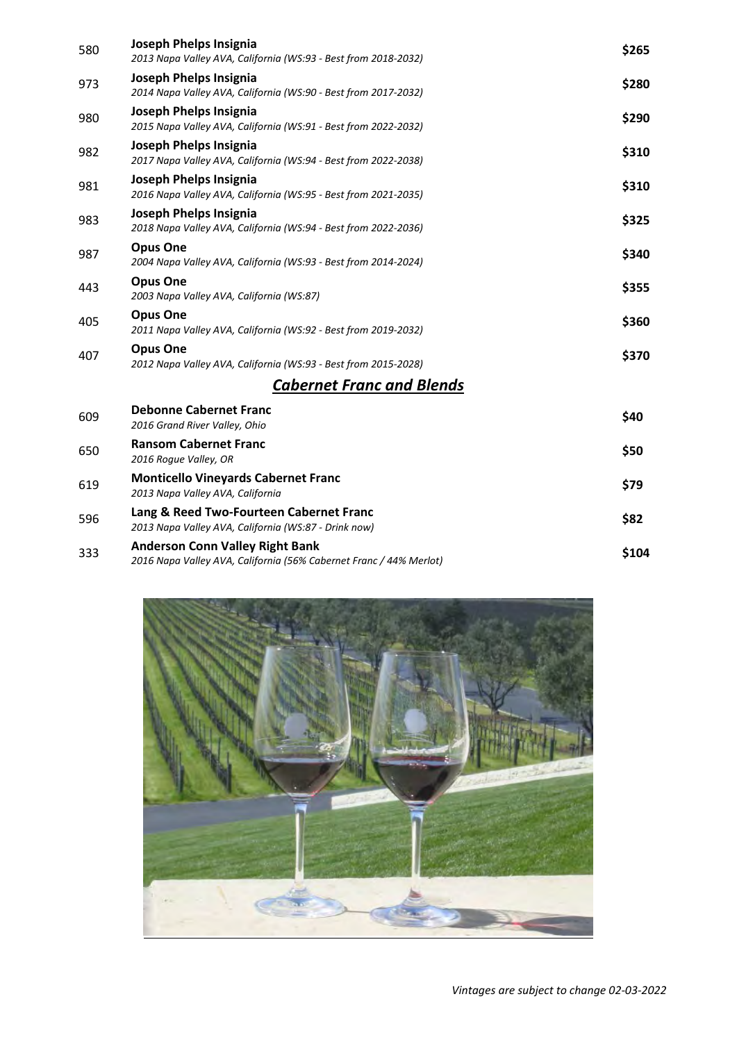| | | |
|---|---|---|
| 580 | **Joseph Phelps Insignia**<br>*2013 Napa Valley AVA, California (WS:93 - Best from 2018-2032)* | **$265** |
| 973 | **Joseph Phelps Insignia**<br>*2014 Napa Valley AVA, California (WS:90 - Best from 2017-2032)* | **$280** |
| 980 | **Joseph Phelps Insignia**<br>*2015 Napa Valley AVA, California (WS:91 - Best from 2022-2032)* | **$290** |
| 982 | **Joseph Phelps Insignia**<br>*2017 Napa Valley AVA, California (WS:94 - Best from 2022-2038)* | **$310** |
| 981 | **Joseph Phelps Insignia**<br>*2016 Napa Valley AVA, California (WS:95 - Best from 2021-2035)* | **$310** |
| 983 | **Joseph Phelps Insignia**<br>*2018 Napa Valley AVA, California (WS:94 - Best from 2022-2036)* | **$325** |
| 987 | **Opus One**<br>*2004 Napa Valley AVA, California (WS:93 - Best from 2014-2024)* | **$340** |
| 443 | **Opus One**<br>*2003 Napa Valley AVA, California (WS:87)* | **$355** |
| 405 | **Opus One**<br>*2011 Napa Valley AVA, California (WS:92 - Best from 2019-2032)* | **$360** |
| 407 | **Opus One**<br>*2012 Napa Valley AVA, California (WS:93 - Best from 2015-2028)* | **$370** |

## *Cabernet Franc and Blends*

| | | |
|---|---|---|
| 609 | **Debonne Cabernet Franc**<br>*2016 Grand River Valley, Ohio* | **$40** |
| 650 | **Ransom Cabernet Franc**<br>*2016 Rogue Valley, OR* | **$50** |
| 619 | **Monticello Vineyards Cabernet Franc**<br>*2013 Napa Valley AVA, California* | **$79** |
| 596 | **Lang & Reed Two-Fourteen Cabernet Franc**<br>*2013 Napa Valley AVA, California (WS:87 - Drink now)* | **$82** |
| 333 | **Anderson Conn Valley Right Bank**<br>*2016 Napa Valley AVA, California (56% Cabernet Franc / 44% Merlot)* | **$104** |

*Vintages are subject to change 02-03-2022*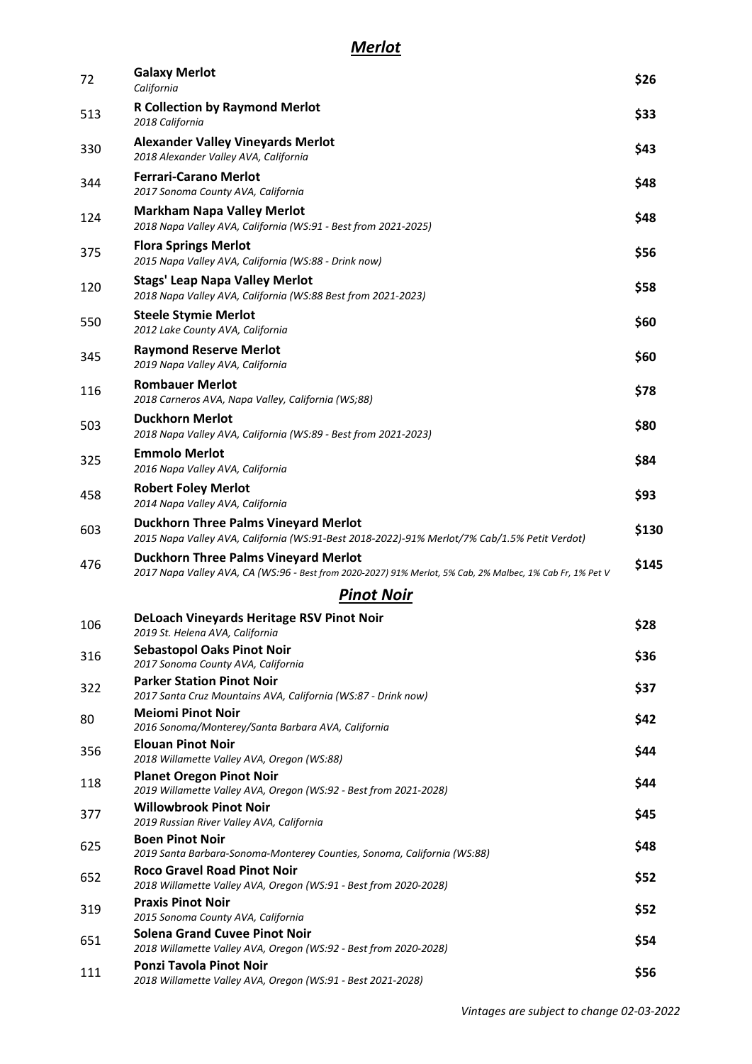## *Merlot*

| | | |
|---|---|---|
| 72 | **Galaxy Merlot**<br>*California* | **$26** |
| 513 | **R Collection by Raymond Merlot**<br>*2018 California* | **$33** |
| 330 | **Alexander Valley Vineyards Merlot**<br>*2018 Alexander Valley AVA, California* | **$43** |
| 344 | **Ferrari-Carano Merlot**<br>*2017 Sonoma County AVA, California* | **$48** |
| 124 | **Markham Napa Valley Merlot**<br>*2018 Napa Valley AVA, California (WS:91 - Best from 2021-2025)* | **$48** |
| 375 | **Flora Springs Merlot**<br>*2015 Napa Valley AVA, California (WS:88 - Drink now)* | **$56** |
| 120 | **Stags' Leap Napa Valley Merlot**<br>*2018 Napa Valley AVA, California (WS:88 Best from 2021-2023)* | **$58** |
| 550 | **Steele Stymie Merlot**<br>*2012 Lake County AVA, California* | **$60** |
| 345 | **Raymond Reserve Merlot**<br>*2019 Napa Valley AVA, California* | **$60** |
| 116 | **Rombauer Merlot**<br>*2018 Carneros AVA, Napa Valley, California (WS;88)* | **$78** |
| 503 | **Duckhorn Merlot**<br>*2018 Napa Valley AVA, California (WS:89 - Best from 2021-2023)* | **$80** |
| 325 | **Emmolo Merlot**<br>*2016 Napa Valley AVA, California* | **$84** |
| 458 | **Robert Foley Merlot**<br>*2014 Napa Valley AVA, California* | **$93** |
| 603 | **Duckhorn Three Palms Vineyard Merlot**<br>*2015 Napa Valley AVA, California (WS:91-Best 2018-2022)-91% Merlot/7% Cab/1.5% Petit Verdot)* | **$130** |
| 476 | **Duckhorn Three Palms Vineyard Merlot**<br>*2017 Napa Valley AVA, CA (WS:96 - Best from 2020-2027) 91% Merlot, 5% Cab, 2% Malbec, 1% Cab Fr, 1% Pet V* | **$145** |

## *Pinot Noir*

| | | |
|---|---|---|
| 106 | **DeLoach Vineyards Heritage RSV Pinot Noir**<br>*2019 St. Helena AVA, California* | **$28** |
| 316 | **Sebastopol Oaks Pinot Noir**<br>*2017 Sonoma County AVA, California* | **$36** |
| 322 | **Parker Station Pinot Noir**<br>*2017 Santa Cruz Mountains AVA, California (WS:87 - Drink now)* | **$37** |
| 80 | **Meiomi Pinot Noir**<br>*2016 Sonoma/Monterey/Santa Barbara AVA, California* | **$42** |
| 356 | **Elouan Pinot Noir**<br>*2018 Willamette Valley AVA, Oregon (WS:88)* | **$44** |
| 118 | **Planet Oregon Pinot Noir**<br>*2019 Willamette Valley AVA, Oregon (WS:92 - Best from 2021-2028)* | **$44** |
| 377 | **Willowbrook Pinot Noir**<br>*2019 Russian River Valley AVA, California* | **$45** |
| 625 | **Boen Pinot Noir**<br>*2019 Santa Barbara-Sonoma-Monterey Counties, Sonoma, California (WS:88)* | **$48** |
| 652 | **Roco Gravel Road Pinot Noir**<br>*2018 Willamette Valley AVA, Oregon (WS:91 - Best from 2020-2028)* | **$52** |
| 319 | **Praxis Pinot Noir**<br>*2015 Sonoma County AVA, California* | **$52** |
| 651 | **Solena Grand Cuvee Pinot Noir**<br>*2018 Willamette Valley AVA, Oregon (WS:92 - Best from 2020-2028)* | **$54** |
| 111 | **Ponzi Tavola Pinot Noir**<br>*2018 Willamette Valley AVA, Oregon (WS:91 - Best 2021-2028)* | **$56** |

*Vintages are subject to change 02-03-2022*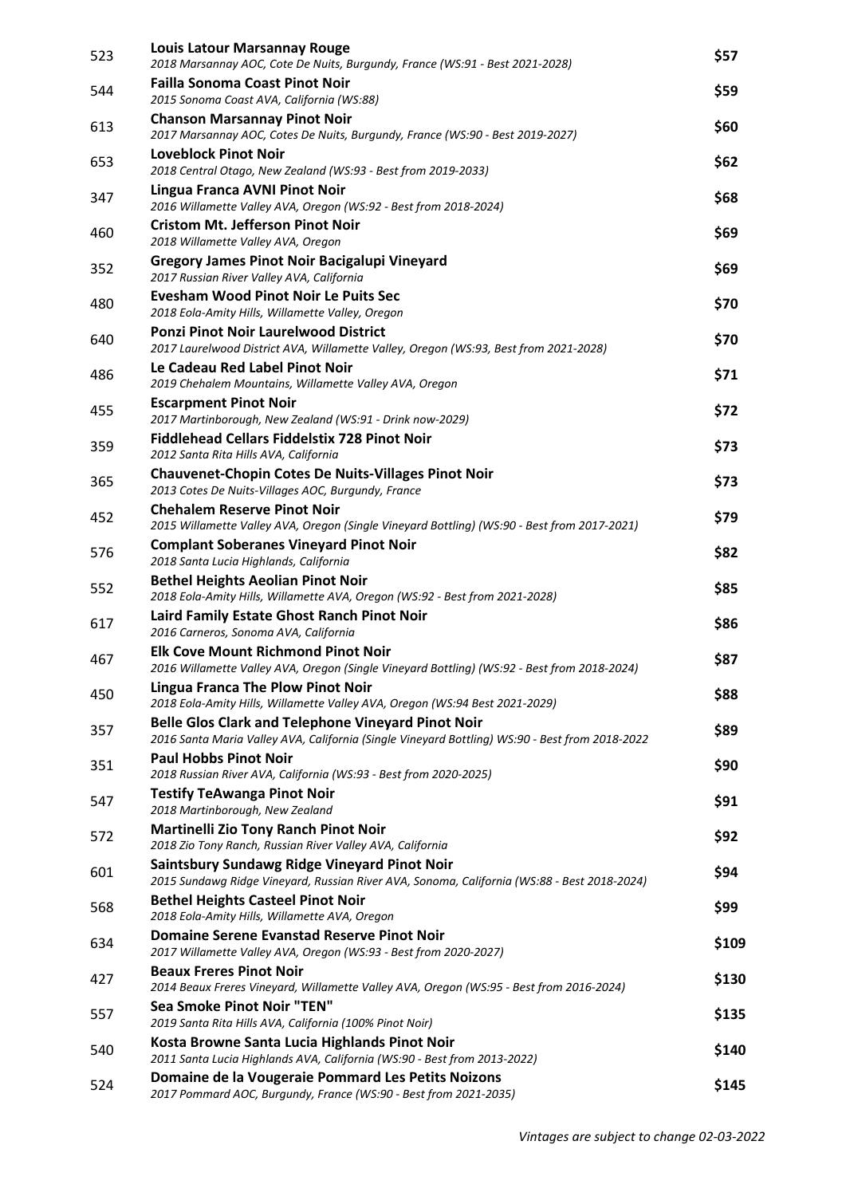| | | |
|---|---|---|
| 523 | **Louis Latour Marsannay Rouge**<br>*2018 Marsannay AOC, Cote De Nuits, Burgundy, France (WS:91 - Best 2021-2028)* | **$57** |
| 544 | **Failla Sonoma Coast Pinot Noir**<br>*2015 Sonoma Coast AVA, California (WS:88)* | **$59** |
| 613 | **Chanson Marsannay Pinot Noir**<br>*2017 Marsannay AOC, Cotes De Nuits, Burgundy, France (WS:90 - Best 2019-2027)* | **$60** |
| 653 | **Loveblock Pinot Noir**<br>*2018 Central Otago, New Zealand (WS:93 - Best from 2019-2033)* | **$62** |
| 347 | **Lingua Franca AVNI Pinot Noir**<br>*2016 Willamette Valley AVA, Oregon (WS:92 - Best from 2018-2024)* | **$68** |
| 460 | **Cristom Mt. Jefferson Pinot Noir**<br>*2018 Willamette Valley AVA, Oregon* | **$69** |
| 352 | **Gregory James Pinot Noir Bacigalupi Vineyard**<br>*2017 Russian River Valley AVA, California* | **$69** |
| 480 | **Evesham Wood Pinot Noir Le Puits Sec**<br>*2018 Eola-Amity Hills, Willamette Valley, Oregon* | **$70** |
| 640 | **Ponzi Pinot Noir Laurelwood District**<br>*2017 Laurelwood District AVA, Willamette Valley, Oregon (WS:93, Best from 2021-2028)* | **$70** |
| 486 | **Le Cadeau Red Label Pinot Noir**<br>*2019 Chehalem Mountains, Willamette Valley AVA, Oregon* | **$71** |
| 455 | **Escarpment Pinot Noir**<br>*2017 Martinborough, New Zealand (WS:91 - Drink now-2029)* | **$72** |
| 359 | **Fiddlehead Cellars Fiddelstix 728 Pinot Noir**<br>*2012 Santa Rita Hills AVA, California* | **$73** |
| 365 | **Chauvenet-Chopin Cotes De Nuits-Villages Pinot Noir**<br>*2013 Cotes De Nuits-Villages AOC, Burgundy, France* | **$73** |
| 452 | **Chehalem Reserve Pinot Noir**<br>*2015 Willamette Valley AVA, Oregon (Single Vineyard Bottling) (WS:90 - Best from 2017-2021)* | **$79** |
| 576 | **Complant Soberanes Vineyard Pinot Noir**<br>*2018 Santa Lucia Highlands, California* | **$82** |
| 552 | **Bethel Heights Aeolian Pinot Noir**<br>*2018 Eola-Amity Hills, Willamette AVA, Oregon (WS:92 - Best from 2021-2028)* | **$85** |
| 617 | **Laird Family Estate Ghost Ranch Pinot Noir**<br>*2016 Carneros, Sonoma AVA, California* | **$86** |
| 467 | **Elk Cove Mount Richmond Pinot Noir**<br>*2016 Willamette Valley AVA, Oregon (Single Vineyard Bottling) (WS:92 - Best from 2018-2024)* | **$87** |
| 450 | **Lingua Franca The Plow Pinot Noir**<br>*2018 Eola-Amity Hills, Willamette Valley AVA, Oregon (WS:94 Best 2021-2029)* | **$88** |
| 357 | **Belle Glos Clark and Telephone Vineyard Pinot Noir**<br>*2016 Santa Maria Valley AVA, California (Single Vineyard Bottling) WS:90 - Best from 2018-2022* | **$89** |
| 351 | **Paul Hobbs Pinot Noir**<br>*2018 Russian River AVA, California (WS:93 - Best from 2020-2025)* | **$90** |
| 547 | **Testify TeAwanga Pinot Noir**<br>*2018 Martinborough, New Zealand* | **$91** |
| 572 | **Martinelli Zio Tony Ranch Pinot Noir**<br>*2018 Zio Tony Ranch, Russian River Valley AVA, California* | **$92** |
| 601 | **Saintsbury Sundawg Ridge Vineyard Pinot Noir**<br>*2015 Sundawg Ridge Vineyard, Russian River AVA, Sonoma, California (WS:88 - Best 2018-2024)* | **$94** |
| 568 | **Bethel Heights Casteel Pinot Noir**<br>*2018 Eola-Amity Hills, Willamette AVA, Oregon* | **$99** |
| 634 | **Domaine Serene Evanstad Reserve Pinot Noir**<br>*2017 Willamette Valley AVA, Oregon (WS:93 - Best from 2020-2027)* | **$109** |
| 427 | **Beaux Freres Pinot Noir**<br>*2014 Beaux Freres Vineyard, Willamette Valley AVA, Oregon (WS:95 - Best from 2016-2024)* | **$130** |
| 557 | **Sea Smoke Pinot Noir "TEN"**<br>*2019 Santa Rita Hills AVA, California (100% Pinot Noir)* | **$135** |
| 540 | **Kosta Browne Santa Lucia Highlands Pinot Noir**<br>*2011 Santa Lucia Highlands AVA, California (WS:90 - Best from 2013-2022)* | **$140** |
| 524 | **Domaine de la Vougeraie Pommard Les Petits Noizons**<br>*2017 Pommard AOC, Burgundy, France (WS:90 - Best from 2021-2035)* | **$145** |

*Vintages are subject to change 02-03-2022*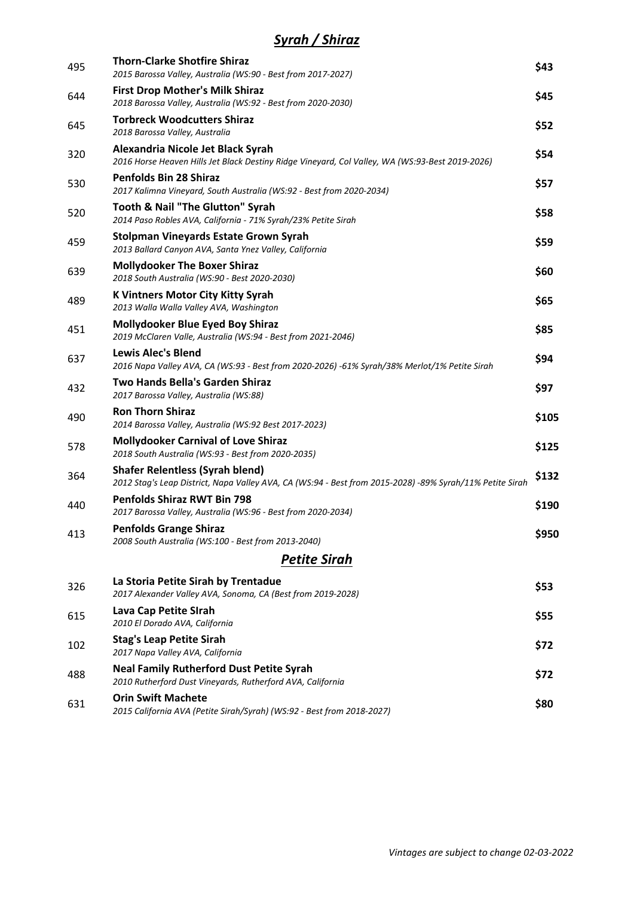## ***Syrah / Shiraz***

| | | |
|---|---|---|
| 495 | **Thorn-Clarke Shotfire Shiraz**<br>*2015 Barossa Valley, Australia (WS:90 - Best from 2017-2027)* | **$43** |
| 644 | **First Drop Mother's Milk Shiraz**<br>*2018 Barossa Valley, Australia (WS:92 - Best from 2020-2030)* | **$45** |
| 645 | **Torbreck Woodcutters Shiraz**<br>*2018 Barossa Valley, Australia* | **$52** |
| 320 | **Alexandria Nicole Jet Black Syrah**<br>*2016 Horse Heaven Hills Jet Black Destiny Ridge Vineyard, Col Valley, WA (WS:93-Best 2019-2026)* | **$54** |
| 530 | **Penfolds Bin 28 Shiraz**<br>*2017 Kalimna Vineyard, South Australia (WS:92 - Best from 2020-2034)* | **$57** |
| 520 | **Tooth & Nail "The Glutton" Syrah**<br>*2014 Paso Robles AVA, California - 71% Syrah/23% Petite Sirah* | **$58** |
| 459 | **Stolpman Vineyards Estate Grown Syrah**<br>*2013 Ballard Canyon AVA, Santa Ynez Valley, California* | **$59** |
| 639 | **Mollydooker The Boxer Shiraz**<br>*2018 South Australia (WS:90 - Best 2020-2030)* | **$60** |
| 489 | **K Vintners Motor City Kitty Syrah**<br>*2013 Walla Walla Valley AVA, Washington* | **$65** |
| 451 | **Mollydooker Blue Eyed Boy Shiraz**<br>*2019 McClaren Valle, Australia (WS:94 - Best from 2021-2046)* | **$85** |
| 637 | **Lewis Alec's Blend**<br>*2016 Napa Valley AVA, CA (WS:93 - Best from 2020-2026) -61% Syrah/38% Merlot/1% Petite Sirah* | **$94** |
| 432 | **Two Hands Bella's Garden Shiraz**<br>*2017 Barossa Valley, Australia (WS:88)* | **$97** |
| 490 | **Ron Thorn Shiraz**<br>*2014 Barossa Valley, Australia (WS:92 Best 2017-2023)* | **$105** |
| 578 | **Mollydooker Carnival of Love Shiraz**<br>*2018 South Australia (WS:93 - Best from 2020-2035)* | **$125** |
| 364 | **Shafer Relentless (Syrah blend)**<br>*2012 Stag's Leap District, Napa Valley AVA, CA (WS:94 - Best from 2015-2028) -89% Syrah/11% Petite Sirah* | **$132** |
| 440 | **Penfolds Shiraz RWT Bin 798**<br>*2017 Barossa Valley, Australia (WS:96 - Best from 2020-2034)* | **$190** |
| 413 | **Penfolds Grange Shiraz**<br>*2008 South Australia (WS:100 - Best from 2013-2040)* | **$950** |

## ***Petite Sirah***

| | | |
|---|---|---|
| 326 | **La Storia Petite Sirah by Trentadue**<br>*2017 Alexander Valley AVA, Sonoma, CA (Best from 2019-2028)* | **$53** |
| 615 | **Lava Cap Petite SIrah**<br>*2010 El Dorado AVA, California* | **$55** |
| 102 | **Stag's Leap Petite Sirah**<br>*2017 Napa Valley AVA, California* | **$72** |
| 488 | **Neal Family Rutherford Dust Petite Syrah**<br>*2010 Rutherford Dust Vineyards, Rutherford AVA, California* | **$72** |
| 631 | **Orin Swift Machete**<br>*2015 California AVA (Petite Sirah/Syrah) (WS:92 - Best from 2018-2027)* | **$80** |

*Vintages are subject to change 02-03-2022*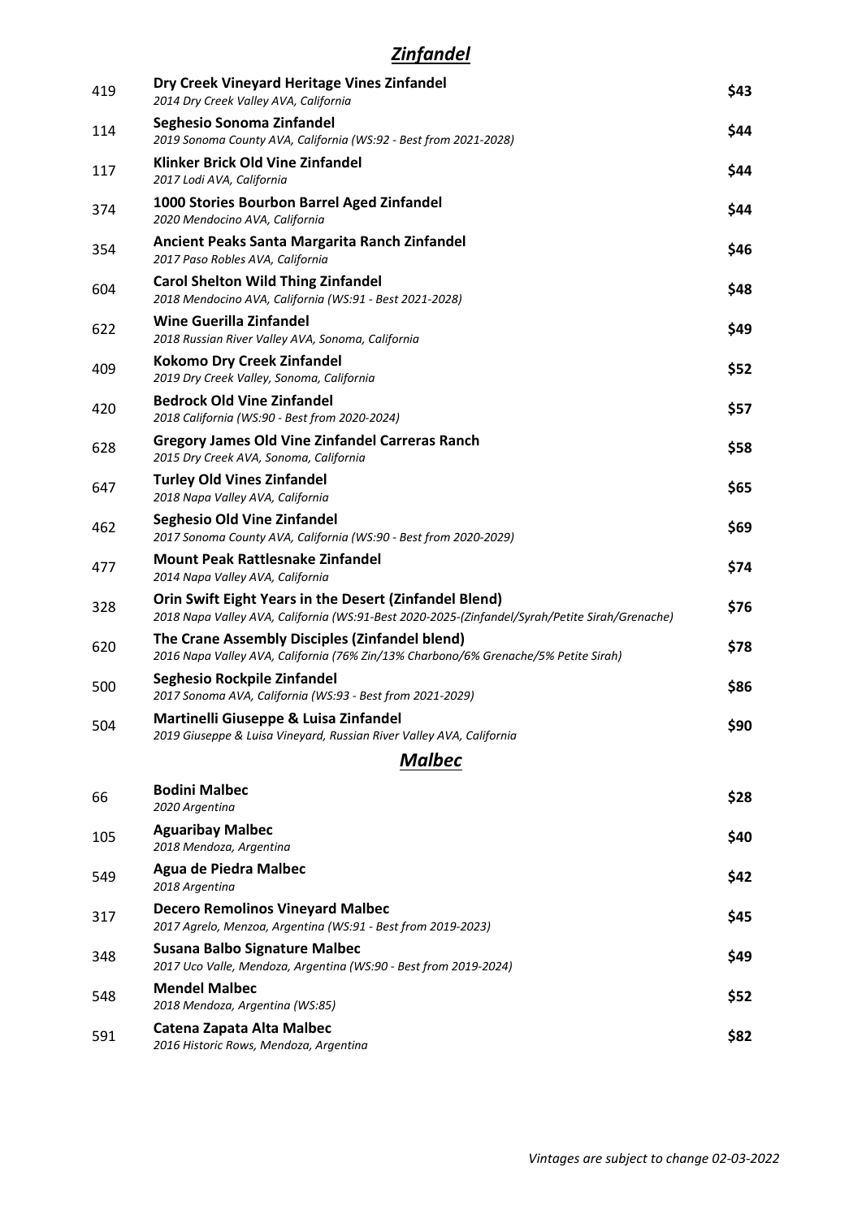## ***Zinfandel***

| | | |
|---|---|---|
| 419 | **Dry Creek Vineyard Heritage Vines Zinfandel**<br>*2014 Dry Creek Valley AVA, California* | **$43** |
| 114 | **Seghesio Sonoma Zinfandel**<br>*2019 Sonoma County AVA, California (WS:92 - Best from 2021-2028)* | **$44** |
| 117 | **Klinker Brick Old Vine Zinfandel**<br>*2017 Lodi AVA, California* | **$44** |
| 374 | **1000 Stories Bourbon Barrel Aged Zinfandel**<br>*2020 Mendocino AVA, California* | **$44** |
| 354 | **Ancient Peaks Santa Margarita Ranch Zinfandel**<br>*2017 Paso Robles AVA, California* | **$46** |
| 604 | **Carol Shelton Wild Thing Zinfandel**<br>*2018 Mendocino AVA, California (WS:91 - Best 2021-2028)* | **$48** |
| 622 | **Wine Guerilla Zinfandel**<br>*2018 Russian River Valley AVA, Sonoma, California* | **$49** |
| 409 | **Kokomo Dry Creek Zinfandel**<br>*2019 Dry Creek Valley, Sonoma, California* | **$52** |
| 420 | **Bedrock Old Vine Zinfandel**<br>*2018 California (WS:90 - Best from 2020-2024)* | **$57** |
| 628 | **Gregory James Old Vine Zinfandel Carreras Ranch**<br>*2015 Dry Creek AVA, Sonoma, California* | **$58** |
| 647 | **Turley Old Vines Zinfandel**<br>*2018 Napa Valley AVA, California* | **$65** |
| 462 | **Seghesio Old Vine Zinfandel**<br>*2017 Sonoma County AVA, California (WS:90 - Best from 2020-2029)* | **$69** |
| 477 | **Mount Peak Rattlesnake Zinfandel**<br>*2014 Napa Valley AVA, California* | **$74** |
| 328 | **Orin Swift Eight Years in the Desert (Zinfandel Blend)**<br>*2018 Napa Valley AVA, California (WS:91-Best 2020-2025-(Zinfandel/Syrah/Petite Sirah/Grenache)* | **$76** |
| 620 | **The Crane Assembly Disciples (Zinfandel blend)**<br>*2016 Napa Valley AVA, California (76% Zin/13% Charbono/6% Grenache/5% Petite Sirah)* | **$78** |
| 500 | **Seghesio Rockpile Zinfandel**<br>*2017 Sonoma AVA, California (WS:93 - Best from 2021-2029)* | **$86** |
| 504 | **Martinelli Giuseppe & Luisa Zinfandel**<br>*2019 Giuseppe & Luisa Vineyard, Russian River Valley AVA, California* | **$90** |

## ***Malbec***

| | | |
|---|---|---|
| 66 | **Bodini Malbec**<br>*2020 Argentina* | **$28** |
| 105 | **Aguaribay Malbec**<br>*2018 Mendoza, Argentina* | **$40** |
| 549 | **Agua de Piedra Malbec**<br>*2018 Argentina* | **$42** |
| 317 | **Decero Remolinos Vineyard Malbec**<br>*2017 Agrelo, Menzoa, Argentina (WS:91 - Best from 2019-2023)* | **$45** |
| 348 | **Susana Balbo Signature Malbec**<br>*2017 Uco Valle, Mendoza, Argentina (WS:90 - Best from 2019-2024)* | **$49** |
| 548 | **Mendel Malbec**<br>*2018 Mendoza, Argentina (WS:85)* | **$52** |
| 591 | **Catena Zapata Alta Malbec**<br>*2016 Historic Rows, Mendoza, Argentina* | **$82** |

*Vintages are subject to change 02-03-2022*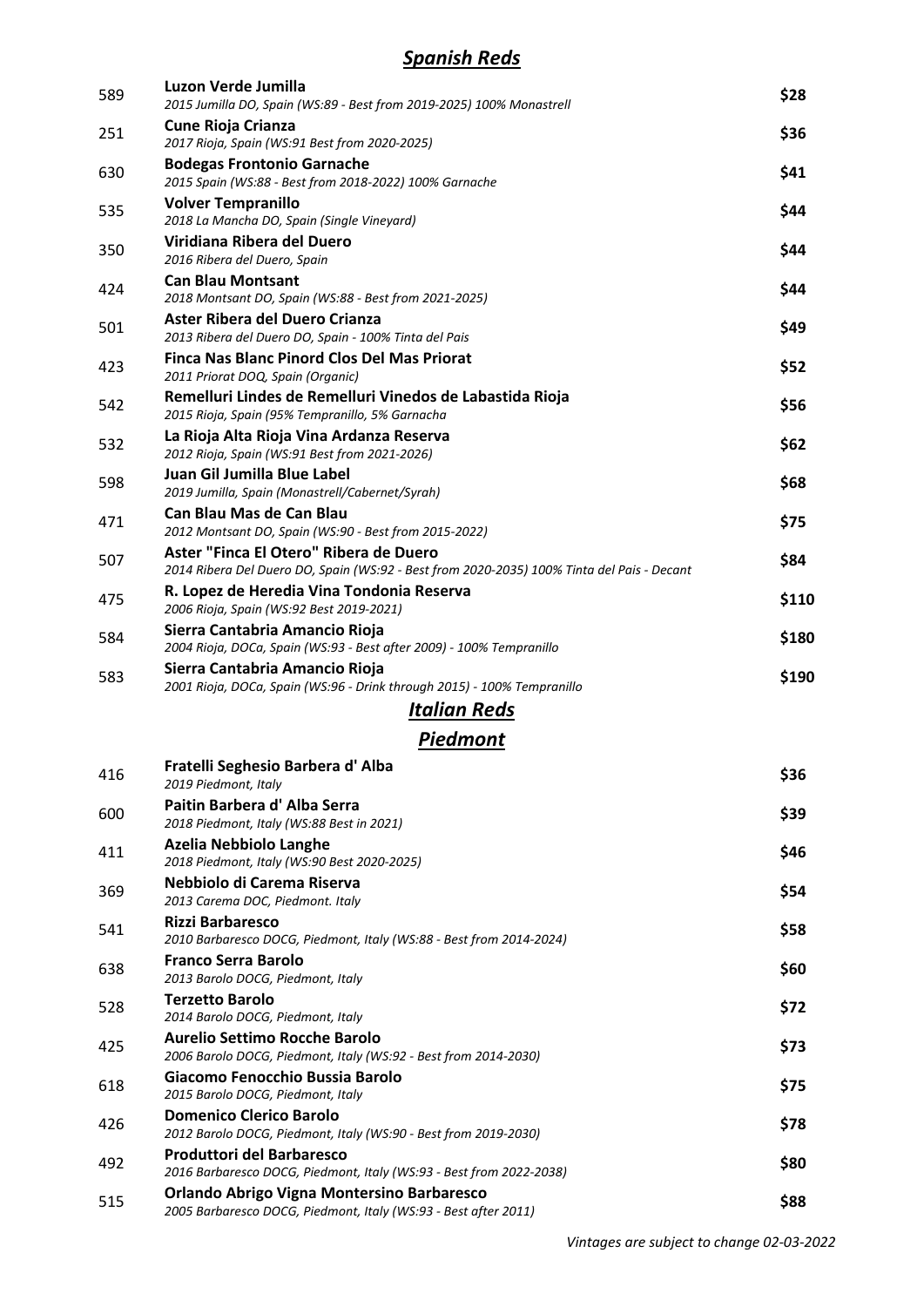## *Spanish Reds*

| | | |
|---|---|---|
| 589 | **Luzon Verde Jumilla**<br>*2015 Jumilla DO, Spain (WS:89 - Best from 2019-2025) 100% Monastrell* | $28 |
| 251 | **Cune Rioja Crianza**<br>*2017 Rioja, Spain (WS:91 Best from 2020-2025)* | $36 |
| 630 | **Bodegas Frontonio Garnache**<br>*2015 Spain (WS:88 - Best from 2018-2022) 100% Garnache* | $41 |
| 535 | **Volver Tempranillo**<br>*2018 La Mancha DO, Spain (Single Vineyard)* | $44 |
| 350 | **Viridiana Ribera del Duero**<br>*2016 Ribera del Duero, Spain* | $44 |
| 424 | **Can Blau Montsant**<br>*2018 Montsant DO, Spain (WS:88 - Best from 2021-2025)* | $44 |
| 501 | **Aster Ribera del Duero Crianza**<br>*2013 Ribera del Duero DO, Spain - 100% Tinta del Pais* | $49 |
| 423 | **Finca Nas Blanc Pinord Clos Del Mas Priorat**<br>*2011 Priorat DOQ, Spain (Organic)* | $52 |
| 542 | **Remelluri Lindes de Remelluri Vinedos de Labastida Rioja**<br>*2015 Rioja, Spain (95% Tempranillo, 5% Garnacha* | $56 |
| 532 | **La Rioja Alta Rioja Vina Ardanza Reserva**<br>*2012 Rioja, Spain (WS:91 Best from 2021-2026)* | $62 |
| 598 | **Juan Gil Jumilla Blue Label**<br>*2019 Jumilla, Spain (Monastrell/Cabernet/Syrah)* | $68 |
| 471 | **Can Blau Mas de Can Blau**<br>*2012 Montsant DO, Spain (WS:90 - Best from 2015-2022)* | $75 |
| 507 | **Aster "Finca El Otero" Ribera de Duero**<br>*2014 Ribera Del Duero DO, Spain (WS:92 - Best from 2020-2035) 100% Tinta del Pais - Decant* | $84 |
| 475 | **R. Lopez de Heredia Vina Tondonia Reserva**<br>*2006 Rioja, Spain (WS:92 Best 2019-2021)* | $110 |
| 584 | **Sierra Cantabria Amancio Rioja**<br>*2004 Rioja, DOCa, Spain (WS:93 - Best after 2009) - 100% Tempranillo* | $180 |
| 583 | **Sierra Cantabria Amancio Rioja**<br>*2001 Rioja, DOCa, Spain (WS:96 - Drink through 2015) - 100% Tempranillo* | $190 |

## *Italian Reds*

### *Piedmont*

| | | |
|---|---|---|
| 416 | **Fratelli Seghesio Barbera d' Alba**<br>*2019 Piedmont, Italy* | $36 |
| 600 | **Paitin Barbera d' Alba Serra**<br>*2018 Piedmont, Italy (WS:88 Best in 2021)* | $39 |
| 411 | **Azelia Nebbiolo Langhe**<br>*2018 Piedmont, Italy (WS:90 Best 2020-2025)* | $46 |
| 369 | **Nebbiolo di Carema Riserva**<br>*2013 Carema DOC, Piedmont. Italy* | $54 |
| 541 | **Rizzi Barbaresco**<br>*2010 Barbaresco DOCG, Piedmont, Italy (WS:88 - Best from 2014-2024)* | $58 |
| 638 | **Franco Serra Barolo**<br>*2013 Barolo DOCG, Piedmont, Italy* | $60 |
| 528 | **Terzetto Barolo**<br>*2014 Barolo DOCG, Piedmont, Italy* | $72 |
| 425 | **Aurelio Settimo Rocche Barolo**<br>*2006 Barolo DOCG, Piedmont, Italy (WS:92 - Best from 2014-2030)* | $73 |
| 618 | **Giacomo Fenocchio Bussia Barolo**<br>*2015 Barolo DOCG, Piedmont, Italy* | $75 |
| 426 | **Domenico Clerico Barolo**<br>*2012 Barolo DOCG, Piedmont, Italy (WS:90 - Best from 2019-2030)* | $78 |
| 492 | **Produttori del Barbaresco**<br>*2016 Barbaresco DOCG, Piedmont, Italy (WS:93 - Best from 2022-2038)* | $80 |
| 515 | **Orlando Abrigo Vigna Montersino Barbaresco**<br>*2005 Barbaresco DOCG, Piedmont, Italy (WS:93 - Best after 2011)* | $88 |

*Vintages are subject to change 02-03-2022*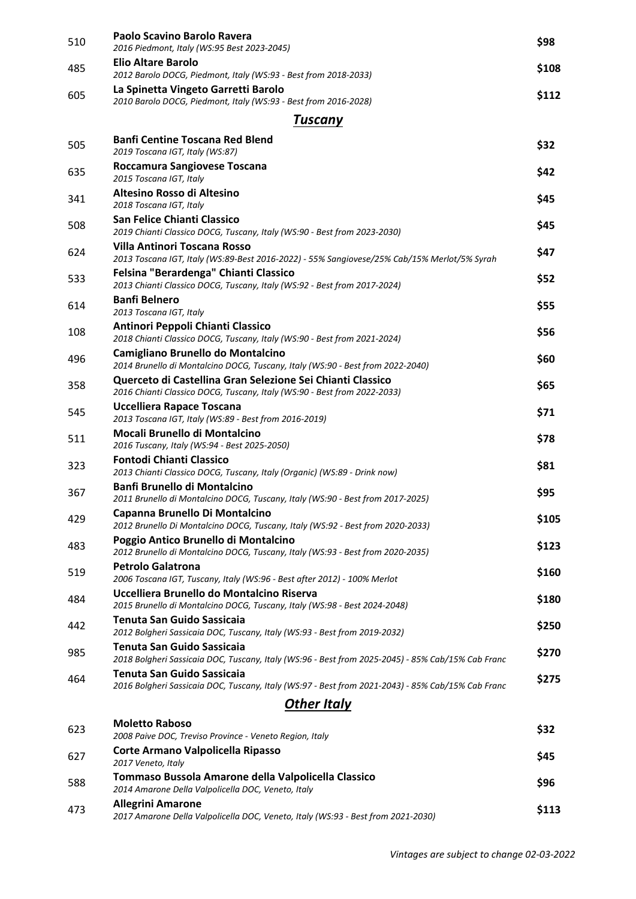| | | |
|---|---|---|
| 510 | **Paolo Scavino Barolo Ravera**<br>*2016 Piedmont, Italy (WS:95 Best 2023-2045)* | **$98** |
| 485 | **Elio Altare Barolo**<br>*2012 Barolo DOCG, Piedmont, Italy (WS:93 - Best from 2018-2033)* | **$108** |
| 605 | **La Spinetta Vingeto Garretti Barolo**<br>*2010 Barolo DOCG, Piedmont, Italy (WS:93 - Best from 2016-2028)* | **$112** |

## *Tuscany*

| | | |
|---|---|---|
| 505 | **Banfi Centine Toscana Red Blend**<br>*2019 Toscana IGT, Italy (WS:87)* | **$32** |
| 635 | **Roccamura Sangiovese Toscana**<br>*2015 Toscana IGT, Italy* | **$42** |
| 341 | **Altesino Rosso di Altesino**<br>*2018 Toscana IGT, Italy* | **$45** |
| 508 | **San Felice Chianti Classico**<br>*2019 Chianti Classico DOCG, Tuscany, Italy (WS:90 - Best from 2023-2030)* | **$45** |
| 624 | **Villa Antinori Toscana Rosso**<br>*2013 Toscana IGT, Italy (WS:89-Best 2016-2022) - 55% Sangiovese/25% Cab/15% Merlot/5% Syrah* | **$47** |
| 533 | **Felsina "Berardenga" Chianti Classico**<br>*2013 Chianti Classico DOCG, Tuscany, Italy (WS:92 - Best from 2017-2024)* | **$52** |
| 614 | **Banfi Belnero**<br>*2013 Toscana IGT, Italy* | **$55** |
| 108 | **Antinori Peppoli Chianti Classico**<br>*2018 Chianti Classico DOCG, Tuscany, Italy (WS:90 - Best from 2021-2024)* | **$56** |
| 496 | **Camigliano Brunello do Montalcino**<br>*2014 Brunello di Montalcino DOCG, Tuscany, Italy (WS:90 - Best from 2022-2040)* | **$60** |
| 358 | **Querceto di Castellina Gran Selezione Sei Chianti Classico**<br>*2016 Chianti Classico DOCG, Tuscany, Italy (WS:90 - Best from 2022-2033)* | **$65** |
| 545 | **Uccelliera Rapace Toscana**<br>*2013 Toscana IGT, Italy (WS:89 - Best from 2016-2019)* | **$71** |
| 511 | **Mocali Brunello di Montalcino**<br>*2016 Tuscany, Italy (WS:94 - Best 2025-2050)* | **$78** |
| 323 | **Fontodi Chianti Classico**<br>*2013 Chianti Classico DOCG, Tuscany, Italy (Organic) (WS:89 - Drink now)* | **$81** |
| 367 | **Banfi Brunello di Montalcino**<br>*2011 Brunello di Montalcino DOCG, Tuscany, Italy (WS:90 - Best from 2017-2025)* | **$95** |
| 429 | **Capanna Brunello Di Montalcino**<br>*2012 Brunello Di Montalcino DOCG, Tuscany, Italy (WS:92 - Best from 2020-2033)* | **$105** |
| 483 | **Poggio Antico Brunello di Montalcino**<br>*2012 Brunello di Montalcino DOCG, Tuscany, Italy (WS:93 - Best from 2020-2035)* | **$123** |
| 519 | **Petrolo Galatrona**<br>*2006 Toscana IGT, Tuscany, Italy (WS:96 - Best after 2012) - 100% Merlot* | **$160** |
| 484 | **Uccelliera Brunello do Montalcino Riserva**<br>*2015 Brunello di Montalcino DOCG, Tuscany, Italy (WS:98 - Best 2024-2048)* | **$180** |
| 442 | **Tenuta San Guido Sassicaia**<br>*2012 Bolgheri Sassicaia DOC, Tuscany, Italy (WS:93 - Best from 2019-2032)* | **$250** |
| 985 | **Tenuta San Guido Sassicaia**<br>*2018 Bolgheri Sassicaia DOC, Tuscany, Italy (WS:96 - Best from 2025-2045) - 85% Cab/15% Cab Franc* | **$270** |
| 464 | **Tenuta San Guido Sassicaia**<br>*2016 Bolgheri Sassicaia DOC, Tuscany, Italy (WS:97 - Best from 2021-2043) - 85% Cab/15% Cab Franc* | **$275** |

## *Other Italy*

| | | |
|---|---|---|
| 623 | **Moletto Raboso**<br>*2008 Paive DOC, Treviso Province - Veneto Region, Italy* | **$32** |
| 627 | **Corte Armano Valpolicella Ripasso**<br>*2017 Veneto, Italy* | **$45** |
| 588 | **Tommaso Bussola Amarone della Valpolicella Classico**<br>*2014 Amarone Della Valpolicella DOC, Veneto, Italy* | **$96** |
| 473 | **Allegrini Amarone**<br>*2017 Amarone Della Valpolicella DOC, Veneto, Italy (WS:93 - Best from 2021-2030)* | **$113** |

*Vintages are subject to change 02-03-2022*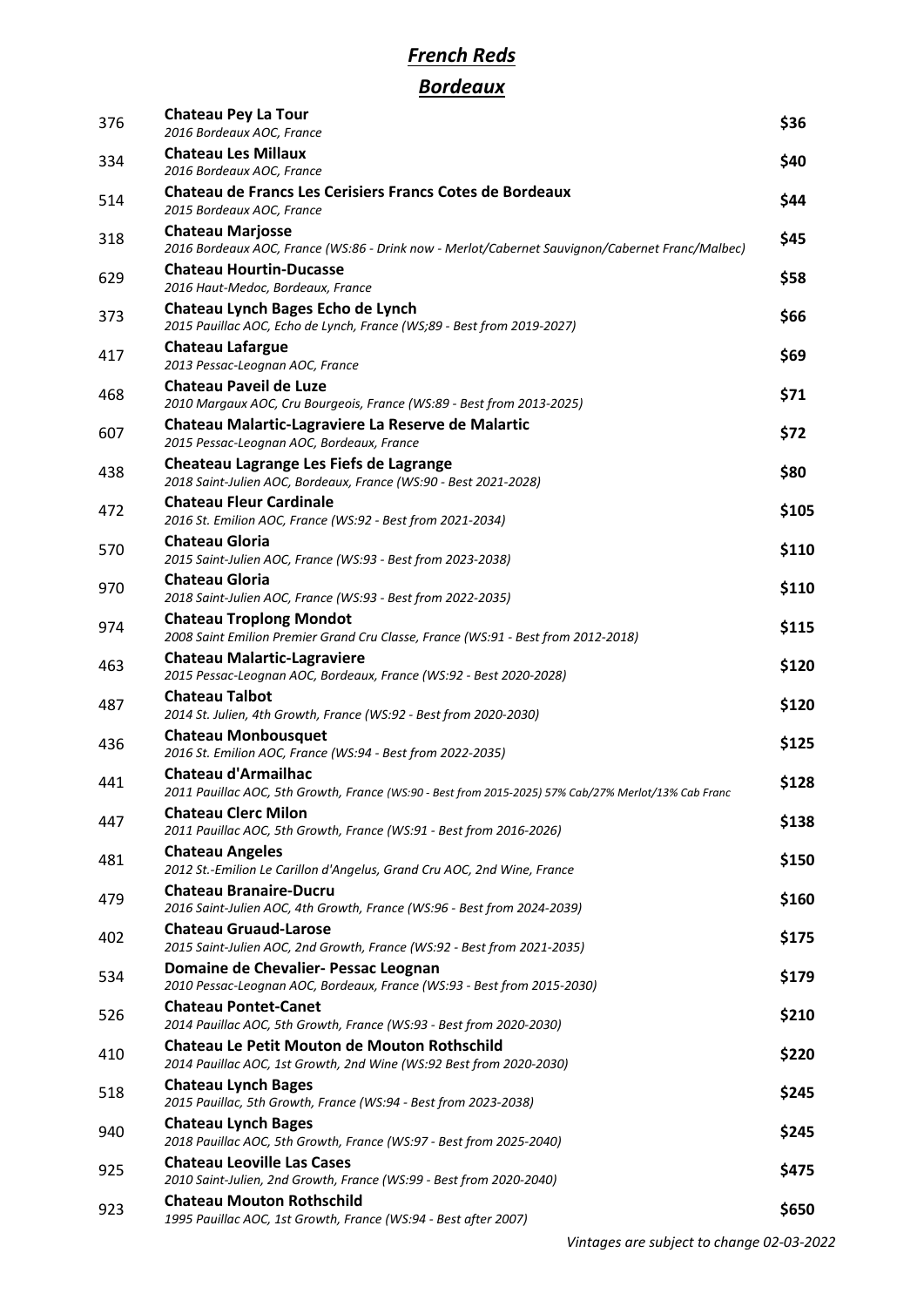# ***French Reds***

## ***Bordeaux***

| | | |
|---|---|---|
| 376 | **Chateau Pey La Tour**<br>*2016 Bordeaux AOC, France* | **$36** |
| 334 | **Chateau Les Millaux**<br>*2016 Bordeaux AOC, France* | **$40** |
| 514 | **Chateau de Francs Les Cerisiers Francs Cotes de Bordeaux**<br>*2015 Bordeaux AOC, France* | **$44** |
| 318 | **Chateau Marjosse**<br>*2016 Bordeaux AOC, France (WS:86 - Drink now - Merlot/Cabernet Sauvignon/Cabernet Franc/Malbec)* | **$45** |
| 629 | **Chateau Hourtin-Ducasse**<br>*2016 Haut-Medoc, Bordeaux, France* | **$58** |
| 373 | **Chateau Lynch Bages Echo de Lynch**<br>*2015 Pauillac AOC, Echo de Lynch, France (WS;89 - Best from 2019-2027)* | **$66** |
| 417 | **Chateau Lafargue**<br>*2013 Pessac-Leognan AOC, France* | **$69** |
| 468 | **Chateau Paveil de Luze**<br>*2010 Margaux AOC, Cru Bourgeois, France (WS:89 - Best from 2013-2025)* | **$71** |
| 607 | **Chateau Malartic-Lagraviere La Reserve de Malartic**<br>*2015 Pessac-Leognan AOC, Bordeaux, France* | **$72** |
| 438 | **Cheateau Lagrange Les Fiefs de Lagrange**<br>*2018 Saint-Julien AOC, Bordeaux, France (WS:90 - Best 2021-2028)* | **$80** |
| 472 | **Chateau Fleur Cardinale**<br>*2016 St. Emilion AOC, France (WS:92 - Best from 2021-2034)* | **$105** |
| 570 | **Chateau Gloria**<br>*2015 Saint-Julien AOC, France (WS:93 - Best from 2023-2038)* | **$110** |
| 970 | **Chateau Gloria**<br>*2018 Saint-Julien AOC, France (WS:93 - Best from 2022-2035)* | **$110** |
| 974 | **Chateau Troplong Mondot**<br>*2008 Saint Emilion Premier Grand Cru Classe, France (WS:91 - Best from 2012-2018)* | **$115** |
| 463 | **Chateau Malartic-Lagraviere**<br>*2015 Pessac-Leognan AOC, Bordeaux, France (WS:92 - Best 2020-2028)* | **$120** |
| 487 | **Chateau Talbot**<br>*2014 St. Julien, 4th Growth, France (WS:92 - Best from 2020-2030)* | **$120** |
| 436 | **Chateau Monbousquet**<br>*2016 St. Emilion AOC, France (WS:94 - Best from 2022-2035)* | **$125** |
| 441 | **Chateau d'Armailhac**<br>*2011 Pauillac AOC, 5th Growth, France (WS:90 - Best from 2015-2025) 57% Cab/27% Merlot/13% Cab Franc* | **$128** |
| 447 | **Chateau Clerc Milon**<br>*2011 Pauillac AOC, 5th Growth, France (WS:91 - Best from 2016-2026)* | **$138** |
| 481 | **Chateau Angeles**<br>*2012 St.-Emilion Le Carillon d'Angelus, Grand Cru AOC, 2nd Wine, France* | **$150** |
| 479 | **Chateau Branaire-Ducru**<br>*2016 Saint-Julien AOC, 4th Growth, France (WS:96 - Best from 2024-2039)* | **$160** |
| 402 | **Chateau Gruaud-Larose**<br>*2015 Saint-Julien AOC, 2nd Growth, France (WS:92 - Best from 2021-2035)* | **$175** |
| 534 | **Domaine de Chevalier- Pessac Leognan**<br>*2010 Pessac-Leognan AOC, Bordeaux, France (WS:93 - Best from 2015-2030)* | **$179** |
| 526 | **Chateau Pontet-Canet**<br>*2014 Pauillac AOC, 5th Growth, France (WS:93 - Best from 2020-2030)* | **$210** |
| 410 | **Chateau Le Petit Mouton de Mouton Rothschild**<br>*2014 Pauillac AOC, 1st Growth, 2nd Wine (WS:92 Best from 2020-2030)* | **$220** |
| 518 | **Chateau Lynch Bages**<br>*2015 Pauillac, 5th Growth, France (WS:94 - Best from 2023-2038)* | **$245** |
| 940 | **Chateau Lynch Bages**<br>*2018 Pauillac AOC, 5th Growth, France (WS:97 - Best from 2025-2040)* | **$245** |
| 925 | **Chateau Leoville Las Cases**<br>*2010 Saint-Julien, 2nd Growth, France (WS:99 - Best from 2020-2040)* | **$475** |
| 923 | **Chateau Mouton Rothschild**<br>*1995 Pauillac AOC, 1st Growth, France (WS:94 - Best after 2007)* | **$650** |

*Vintages are subject to change 02-03-2022*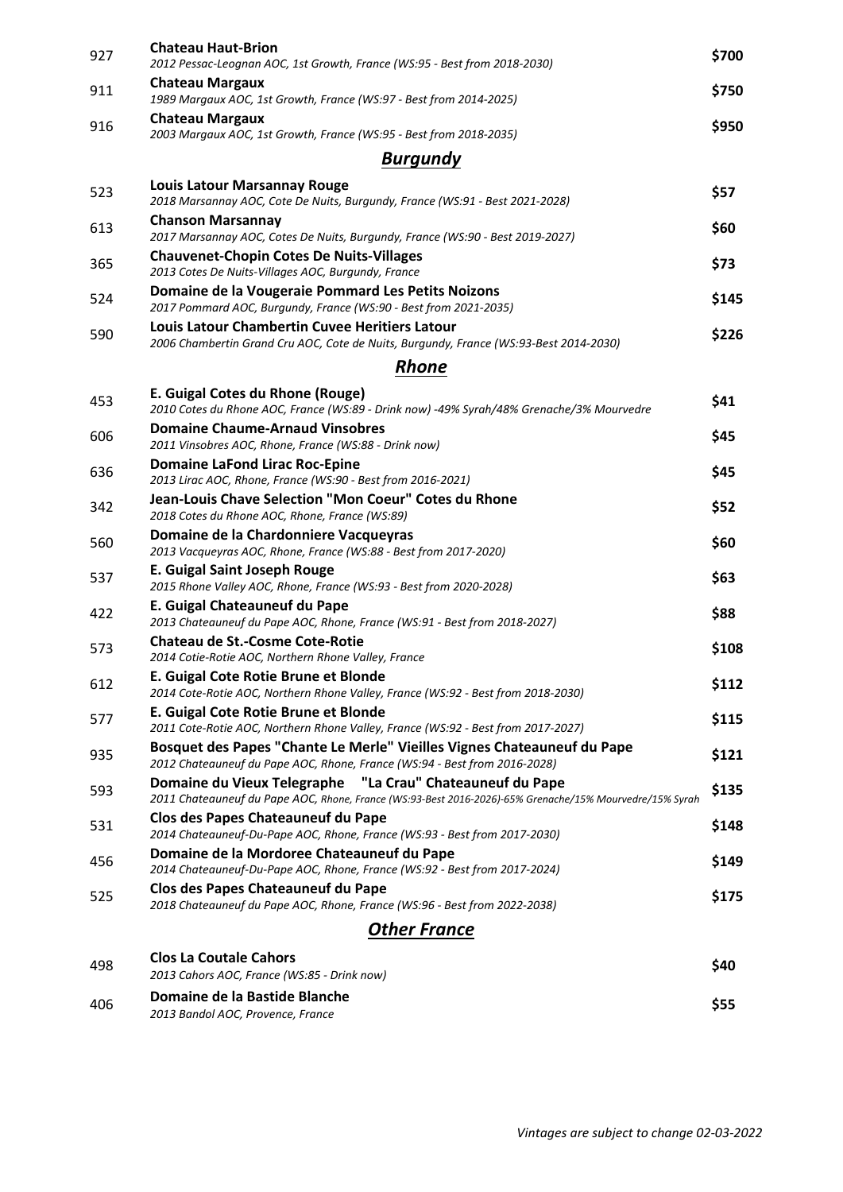| | | |
|---|---|---|
| 927 | **Chateau Haut-Brion**<br>*2012 Pessac-Leognan AOC, 1st Growth, France (WS:95 - Best from 2018-2030)* | $700 |
| 911 | **Chateau Margaux**<br>*1989 Margaux AOC, 1st Growth, France (WS:97 - Best from 2014-2025)* | $750 |
| 916 | **Chateau Margaux**<br>*2003 Margaux AOC, 1st Growth, France (WS:95 - Best from 2018-2035)* | $950 |

## *Burgundy*

| | | |
|---|---|---|
| 523 | **Louis Latour Marsannay Rouge**<br>*2018 Marsannay AOC, Cote De Nuits, Burgundy, France (WS:91 - Best 2021-2028)* | $57 |
| 613 | **Chanson Marsannay**<br>*2017 Marsannay AOC, Cotes De Nuits, Burgundy, France (WS:90 - Best 2019-2027)* | $60 |
| 365 | **Chauvenet-Chopin Cotes De Nuits-Villages**<br>*2013 Cotes De Nuits-Villages AOC, Burgundy, France* | $73 |
| 524 | **Domaine de la Vougeraie Pommard Les Petits Noizons**<br>*2017 Pommard AOC, Burgundy, France (WS:90 - Best from 2021-2035)* | $145 |
| 590 | **Louis Latour Chambertin Cuvee Heritiers Latour**<br>*2006 Chambertin Grand Cru AOC, Cote de Nuits, Burgundy, France (WS:93-Best 2014-2030)* | $226 |

## *Rhone*

| | | |
|---|---|---|
| 453 | **E. Guigal Cotes du Rhone (Rouge)**<br>*2010 Cotes du Rhone AOC, France (WS:89 - Drink now) -49% Syrah/48% Grenache/3% Mourvedre* | $41 |
| 606 | **Domaine Chaume-Arnaud Vinsobres**<br>*2011 Vinsobres AOC, Rhone, France (WS:88 - Drink now)* | $45 |
| 636 | **Domaine LaFond Lirac Roc-Epine**<br>*2013 Lirac AOC, Rhone, France (WS:90 - Best from 2016-2021)* | $45 |
| 342 | **Jean-Louis Chave Selection "Mon Coeur" Cotes du Rhone**<br>*2018 Cotes du Rhone AOC, Rhone, France (WS:89)* | $52 |
| 560 | **Domaine de la Chardonniere Vacqueyras**<br>*2013 Vacqueyras AOC, Rhone, France (WS:88 - Best from 2017-2020)* | $60 |
| 537 | **E. Guigal Saint Joseph Rouge**<br>*2015 Rhone Valley AOC, Rhone, France (WS:93 - Best from 2020-2028)* | $63 |
| 422 | **E. Guigal Chateauneuf du Pape**<br>*2013 Chateauneuf du Pape AOC, Rhone, France (WS:91 - Best from 2018-2027)* | $88 |
| 573 | **Chateau de St.-Cosme Cote-Rotie**<br>*2014 Cotie-Rotie AOC, Northern Rhone Valley, France* | $108 |
| 612 | **E. Guigal Cote Rotie Brune et Blonde**<br>*2014 Cote-Rotie AOC, Northern Rhone Valley, France (WS:92 - Best from 2018-2030)* | $112 |
| 577 | **E. Guigal Cote Rotie Brune et Blonde**<br>*2011 Cote-Rotie AOC, Northern Rhone Valley, France (WS:92 - Best from 2017-2027)* | $115 |
| 935 | **Bosquet des Papes "Chante Le Merle" Vieilles Vignes Chateauneuf du Pape**<br>*2012 Chateauneuf du Pape AOC, Rhone, France (WS:94 - Best from 2016-2028)* | $121 |
| 593 | **Domaine du Vieux Telegraphe "La Crau" Chateauneuf du Pape**<br>*2011 Chateauneuf du Pape AOC, Rhone, France (WS:93-Best 2016-2026)-65% Grenache/15% Mourvedre/15% Syrah* | $135 |
| 531 | **Clos des Papes Chateauneuf du Pape**<br>*2014 Chateauneuf-Du-Pape AOC, Rhone, France (WS:93 - Best from 2017-2030)* | $148 |
| 456 | **Domaine de la Mordoree Chateauneuf du Pape**<br>*2014 Chateauneuf-Du-Pape AOC, Rhone, France (WS:92 - Best from 2017-2024)* | $149 |
| 525 | **Clos des Papes Chateauneuf du Pape**<br>*2018 Chateauneuf du Pape AOC, Rhone, France (WS:96 - Best from 2022-2038)* | $175 |

## *Other France*

| | | |
|---|---|---|
| 498 | **Clos La Coutale Cahors**<br>*2013 Cahors AOC, France (WS:85 - Drink now)* | $40 |
| 406 | **Domaine de la Bastide Blanche**<br>*2013 Bandol AOC, Provence, France* | $55 |

*Vintages are subject to change 02-03-2022*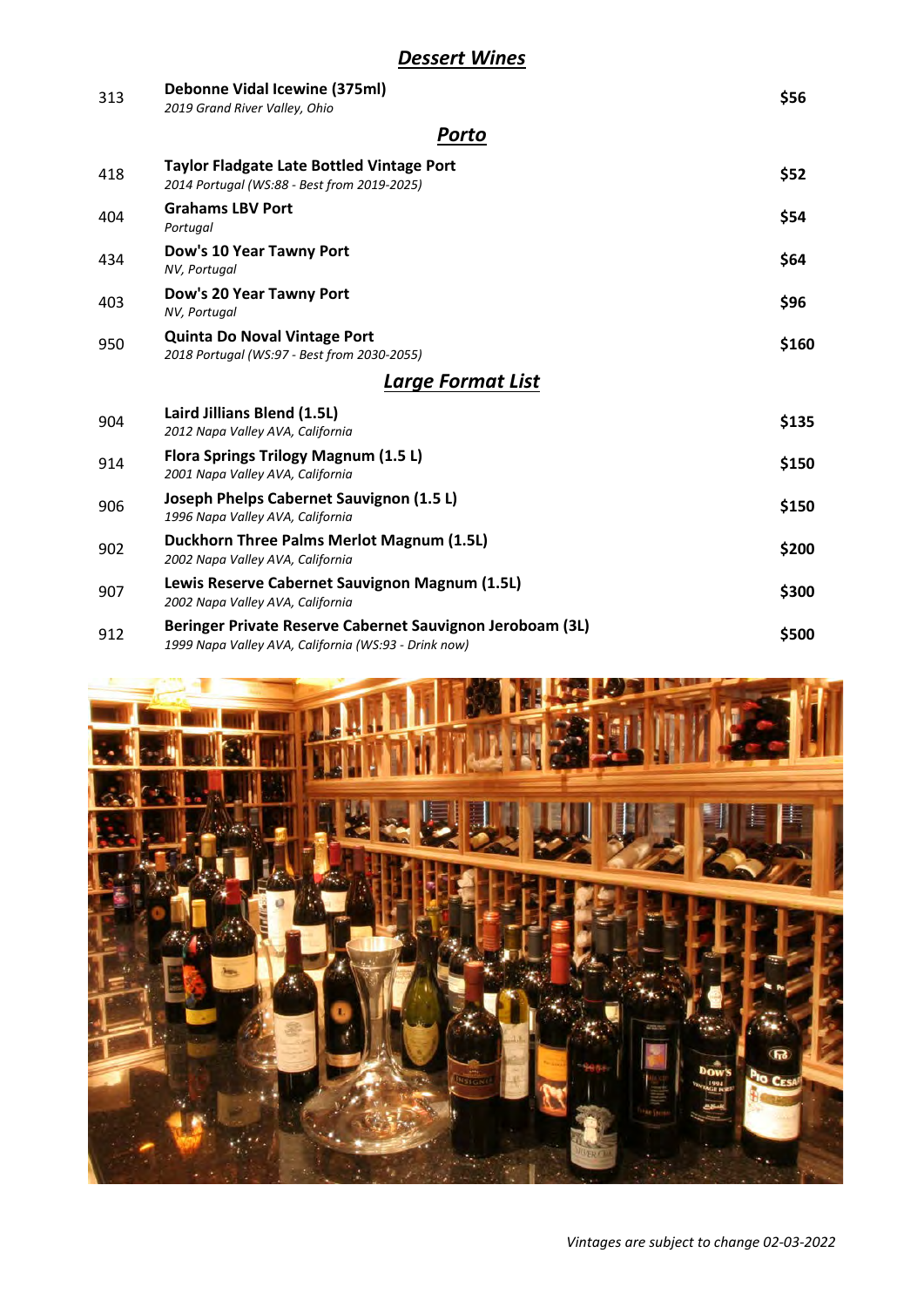## *Dessert Wines*

| | | |
|---|---|---|
| 313 | **Debonne Vidal Icewine (375ml)**<br>*2019 Grand River Valley, Ohio* | $56 |

## *Porto*

| | | |
|---|---|---|
| 418 | **Taylor Fladgate Late Bottled Vintage Port**<br>*2014 Portugal (WS:88 - Best from 2019-2025)* | $52 |
| 404 | **Grahams LBV Port**<br>*Portugal* | $54 |
| 434 | **Dow's 10 Year Tawny Port**<br>*NV, Portugal* | $64 |
| 403 | **Dow's 20 Year Tawny Port**<br>*NV, Portugal* | $96 |
| 950 | **Quinta Do Noval Vintage Port**<br>*2018 Portugal (WS:97 - Best from 2030-2055)* | $160 |

## *Large Format List*

| | | |
|---|---|---|
| 904 | **Laird Jillians Blend (1.5L)**<br>*2012 Napa Valley AVA, California* | $135 |
| 914 | **Flora Springs Trilogy Magnum (1.5 L)**<br>*2001 Napa Valley AVA, California* | $150 |
| 906 | **Joseph Phelps Cabernet Sauvignon (1.5 L)**<br>*1996 Napa Valley AVA, California* | $150 |
| 902 | **Duckhorn Three Palms Merlot Magnum (1.5L)**<br>*2002 Napa Valley AVA, California* | $200 |
| 907 | **Lewis Reserve Cabernet Sauvignon Magnum (1.5L)**<br>*2002 Napa Valley AVA, California* | $300 |
| 912 | **Beringer Private Reserve Cabernet Sauvignon Jeroboam (3L)**<br>*1999 Napa Valley AVA, California (WS:93 - Drink now)* | $500 |

*Vintages are subject to change 02-03-2022*